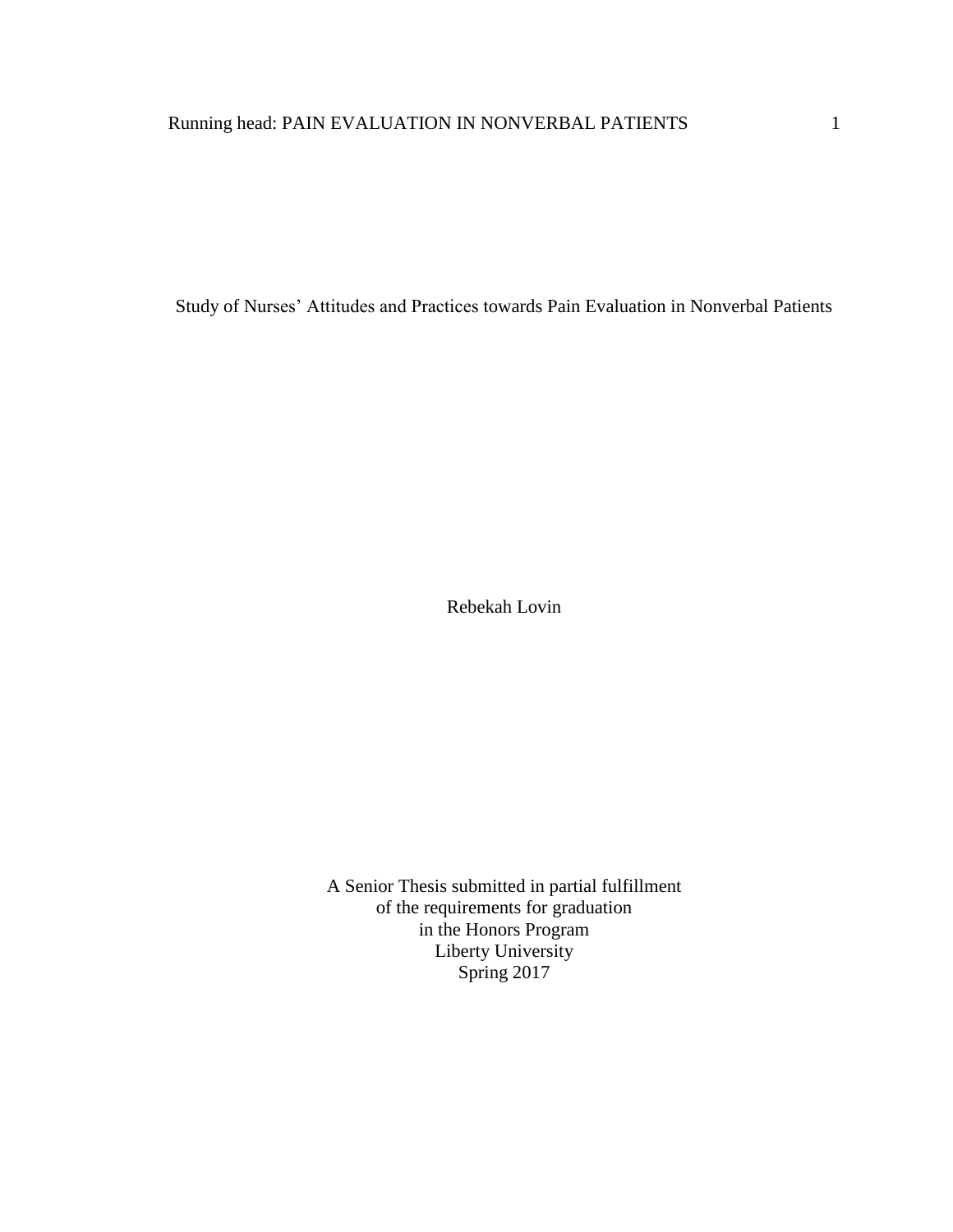# Study of Nurses' Attitudes and Practices towards Pain Evaluation in Nonverbal Patients

Rebekah Lovin

A Senior Thesis submitted in partial fulfillment
of the requirements for graduation
in the Honors Program
Liberty University
Spring 2017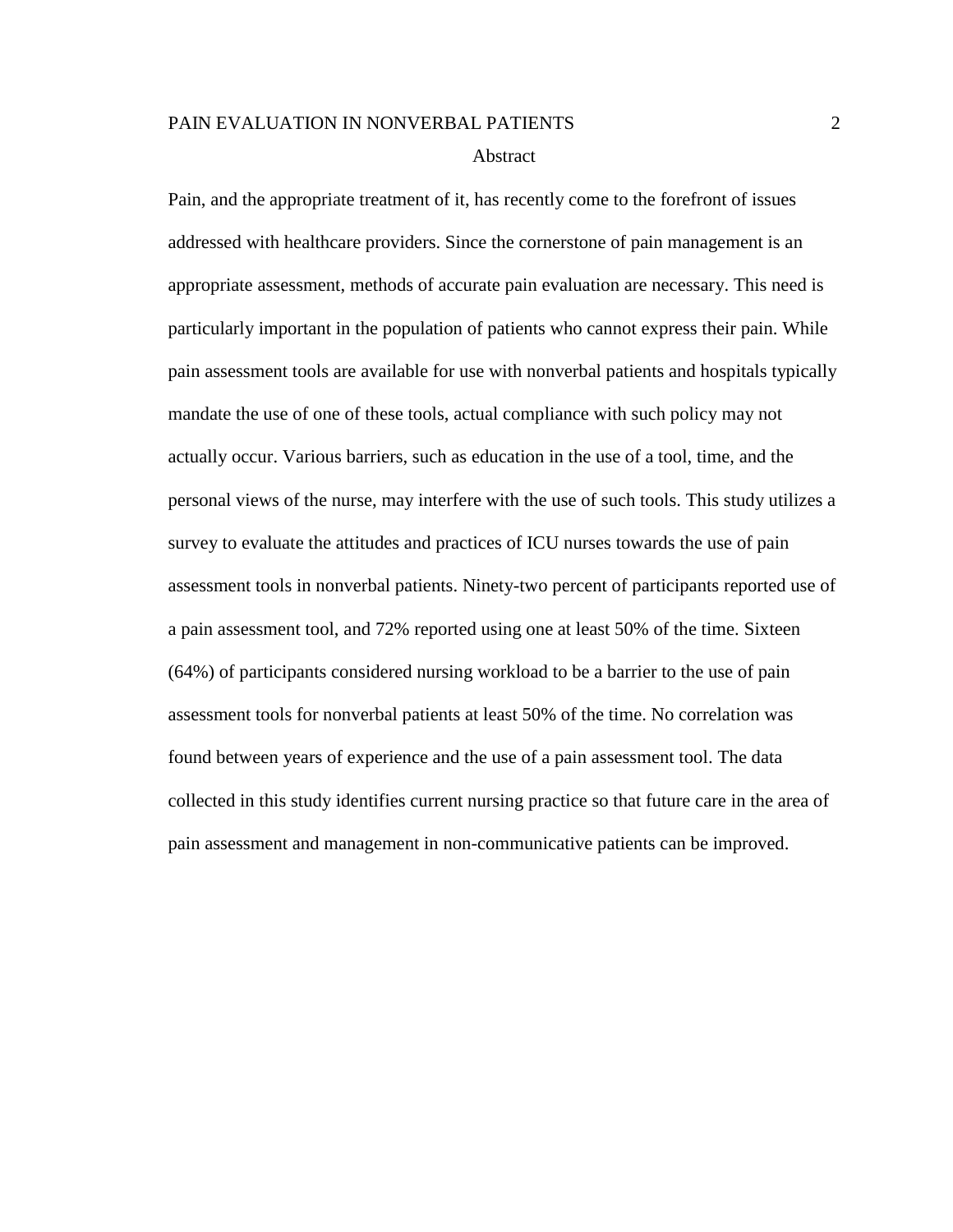# Abstract

Pain, and the appropriate treatment of it, has recently come to the forefront of issues addressed with healthcare providers. Since the cornerstone of pain management is an appropriate assessment, methods of accurate pain evaluation are necessary. This need is particularly important in the population of patients who cannot express their pain. While pain assessment tools are available for use with nonverbal patients and hospitals typically mandate the use of one of these tools, actual compliance with such policy may not actually occur. Various barriers, such as education in the use of a tool, time, and the personal views of the nurse, may interfere with the use of such tools. This study utilizes a survey to evaluate the attitudes and practices of ICU nurses towards the use of pain assessment tools in nonverbal patients. Ninety-two percent of participants reported use of a pain assessment tool, and 72% reported using one at least 50% of the time. Sixteen (64%) of participants considered nursing workload to be a barrier to the use of pain assessment tools for nonverbal patients at least 50% of the time. No correlation was found between years of experience and the use of a pain assessment tool. The data collected in this study identifies current nursing practice so that future care in the area of pain assessment and management in non-communicative patients can be improved.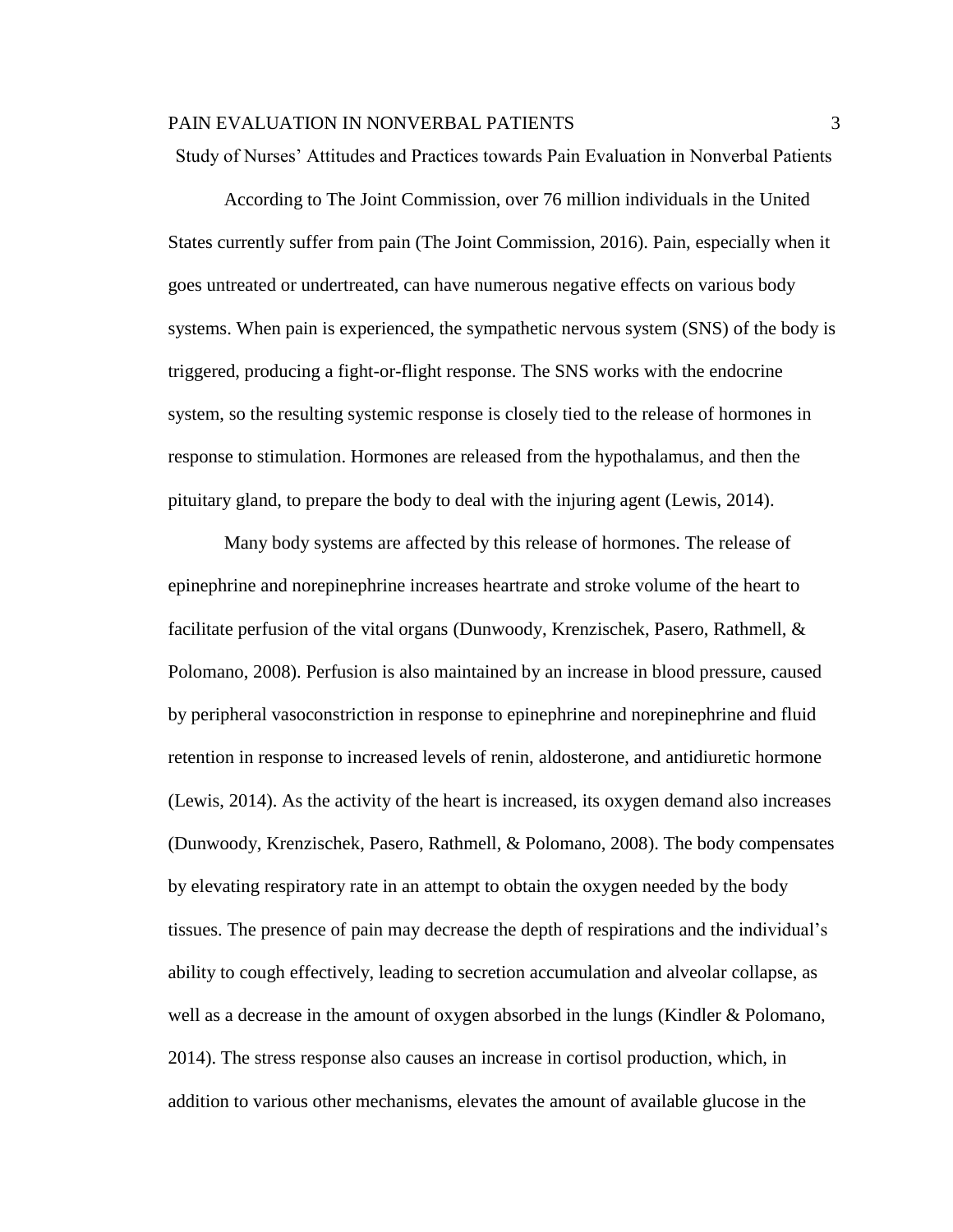# Study of Nurses' Attitudes and Practices towards Pain Evaluation in Nonverbal Patients

According to The Joint Commission, over 76 million individuals in the United States currently suffer from pain (The Joint Commission, 2016). Pain, especially when it goes untreated or undertreated, can have numerous negative effects on various body systems. When pain is experienced, the sympathetic nervous system (SNS) of the body is triggered, producing a fight-or-flight response. The SNS works with the endocrine system, so the resulting systemic response is closely tied to the release of hormones in response to stimulation. Hormones are released from the hypothalamus, and then the pituitary gland, to prepare the body to deal with the injuring agent (Lewis, 2014).

Many body systems are affected by this release of hormones. The release of epinephrine and norepinephrine increases heartrate and stroke volume of the heart to facilitate perfusion of the vital organs (Dunwoody, Krenzischek, Pasero, Rathmell, & Polomano, 2008). Perfusion is also maintained by an increase in blood pressure, caused by peripheral vasoconstriction in response to epinephrine and norepinephrine and fluid retention in response to increased levels of renin, aldosterone, and antidiuretic hormone (Lewis, 2014). As the activity of the heart is increased, its oxygen demand also increases (Dunwoody, Krenzischek, Pasero, Rathmell, & Polomano, 2008). The body compensates by elevating respiratory rate in an attempt to obtain the oxygen needed by the body tissues. The presence of pain may decrease the depth of respirations and the individual's ability to cough effectively, leading to secretion accumulation and alveolar collapse, as well as a decrease in the amount of oxygen absorbed in the lungs (Kindler & Polomano, 2014). The stress response also causes an increase in cortisol production, which, in addition to various other mechanisms, elevates the amount of available glucose in the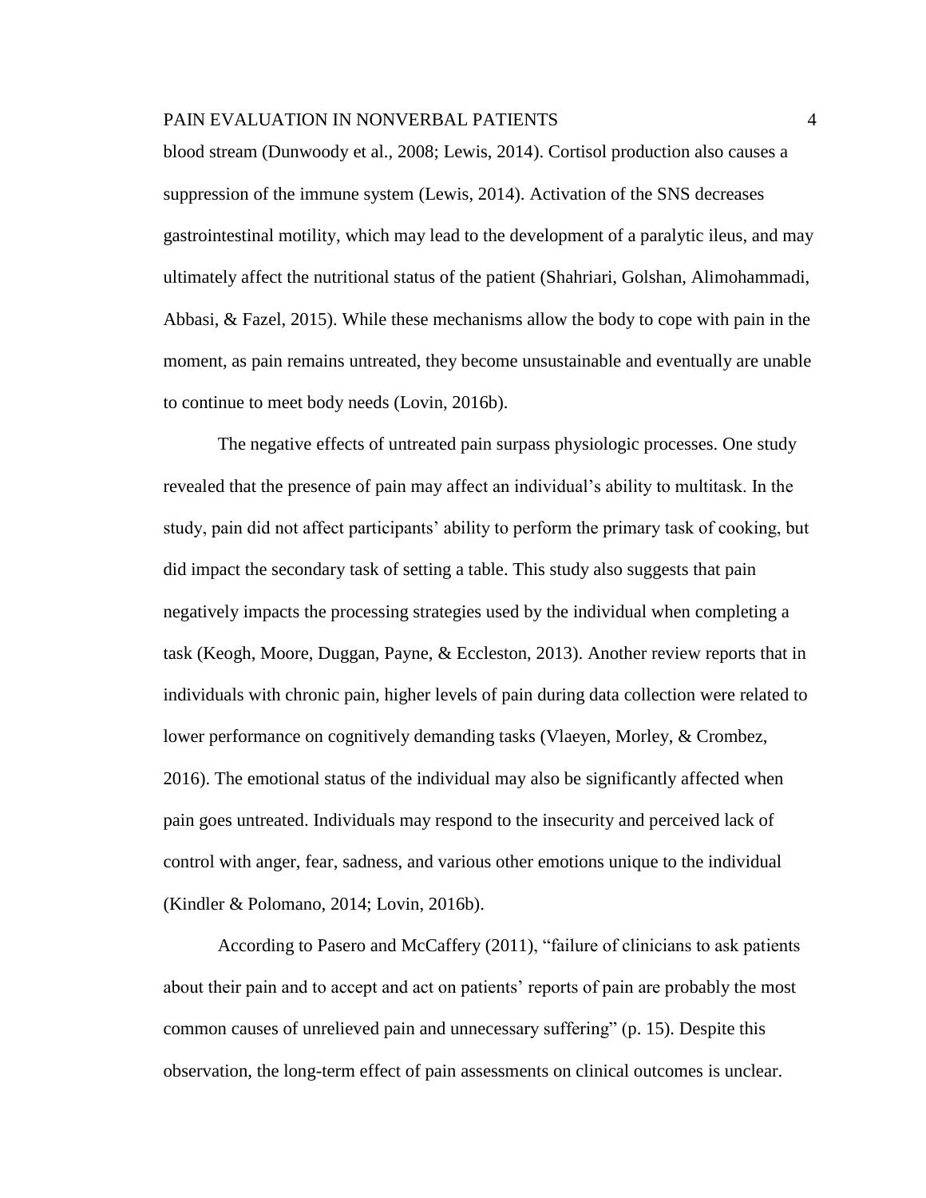blood stream (Dunwoody et al., 2008; Lewis, 2014). Cortisol production also causes a suppression of the immune system (Lewis, 2014). Activation of the SNS decreases gastrointestinal motility, which may lead to the development of a paralytic ileus, and may ultimately affect the nutritional status of the patient (Shahriari, Golshan, Alimohammadi, Abbasi, & Fazel, 2015). While these mechanisms allow the body to cope with pain in the moment, as pain remains untreated, they become unsustainable and eventually are unable to continue to meet body needs (Lovin, 2016b).

The negative effects of untreated pain surpass physiologic processes. One study revealed that the presence of pain may affect an individual's ability to multitask. In the study, pain did not affect participants' ability to perform the primary task of cooking, but did impact the secondary task of setting a table. This study also suggests that pain negatively impacts the processing strategies used by the individual when completing a task (Keogh, Moore, Duggan, Payne, & Eccleston, 2013). Another review reports that in individuals with chronic pain, higher levels of pain during data collection were related to lower performance on cognitively demanding tasks (Vlaeyen, Morley, & Crombez, 2016). The emotional status of the individual may also be significantly affected when pain goes untreated. Individuals may respond to the insecurity and perceived lack of control with anger, fear, sadness, and various other emotions unique to the individual (Kindler & Polomano, 2014; Lovin, 2016b).

According to Pasero and McCaffery (2011), "failure of clinicians to ask patients about their pain and to accept and act on patients' reports of pain are probably the most common causes of unrelieved pain and unnecessary suffering" (p. 15). Despite this observation, the long-term effect of pain assessments on clinical outcomes is unclear.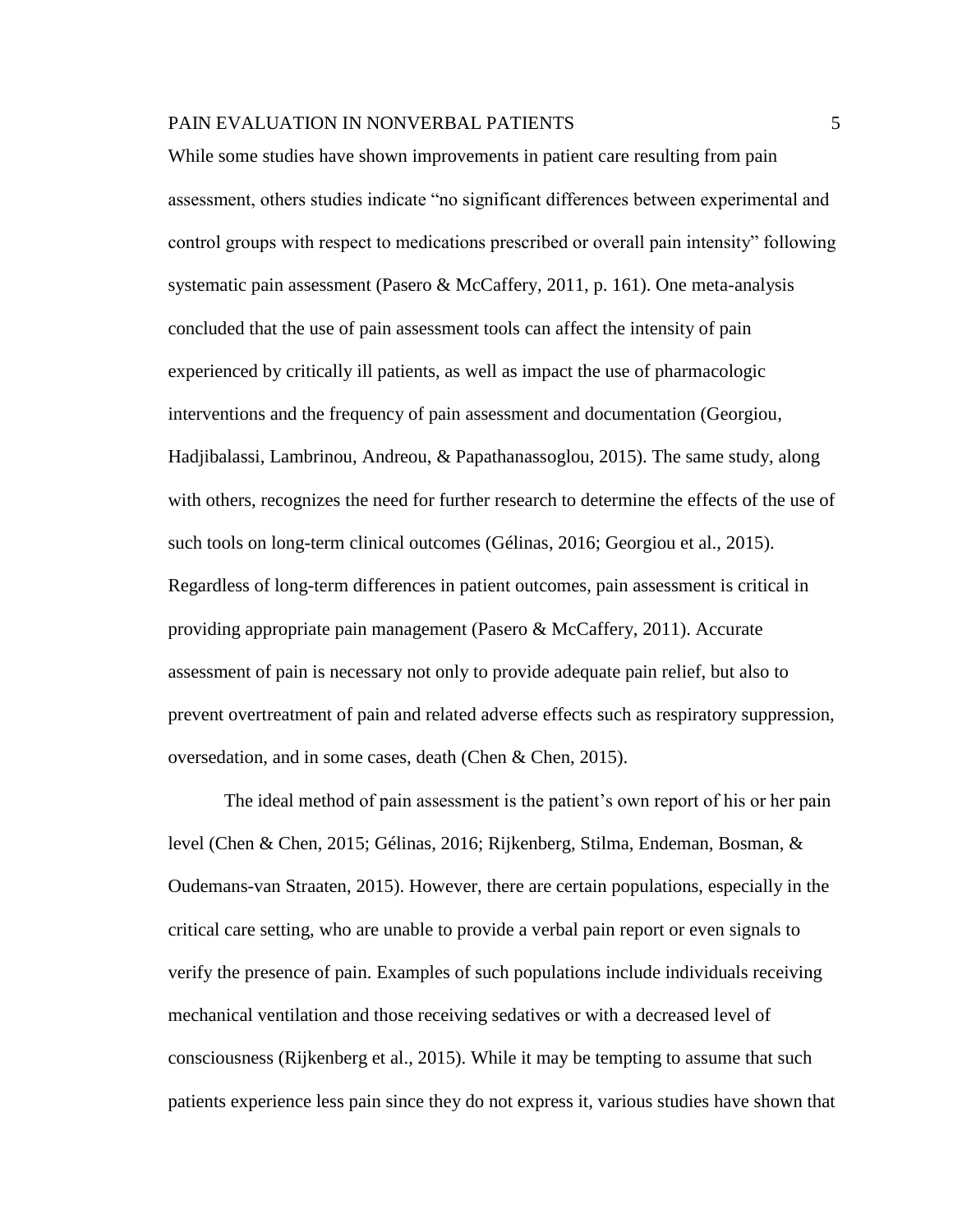While some studies have shown improvements in patient care resulting from pain assessment, others studies indicate "no significant differences between experimental and control groups with respect to medications prescribed or overall pain intensity" following systematic pain assessment (Pasero & McCaffery, 2011, p. 161). One meta-analysis concluded that the use of pain assessment tools can affect the intensity of pain experienced by critically ill patients, as well as impact the use of pharmacologic interventions and the frequency of pain assessment and documentation (Georgiou, Hadjibalassi, Lambrinou, Andreou, & Papathanassoglou, 2015). The same study, along with others, recognizes the need for further research to determine the effects of the use of such tools on long-term clinical outcomes (Gélinas, 2016; Georgiou et al., 2015). Regardless of long-term differences in patient outcomes, pain assessment is critical in providing appropriate pain management (Pasero & McCaffery, 2011). Accurate assessment of pain is necessary not only to provide adequate pain relief, but also to prevent overtreatment of pain and related adverse effects such as respiratory suppression, oversedation, and in some cases, death (Chen & Chen, 2015).

The ideal method of pain assessment is the patient's own report of his or her pain level (Chen & Chen, 2015; Gélinas, 2016; Rijkenberg, Stilma, Endeman, Bosman, & Oudemans-van Straaten, 2015). However, there are certain populations, especially in the critical care setting, who are unable to provide a verbal pain report or even signals to verify the presence of pain. Examples of such populations include individuals receiving mechanical ventilation and those receiving sedatives or with a decreased level of consciousness (Rijkenberg et al., 2015). While it may be tempting to assume that such patients experience less pain since they do not express it, various studies have shown that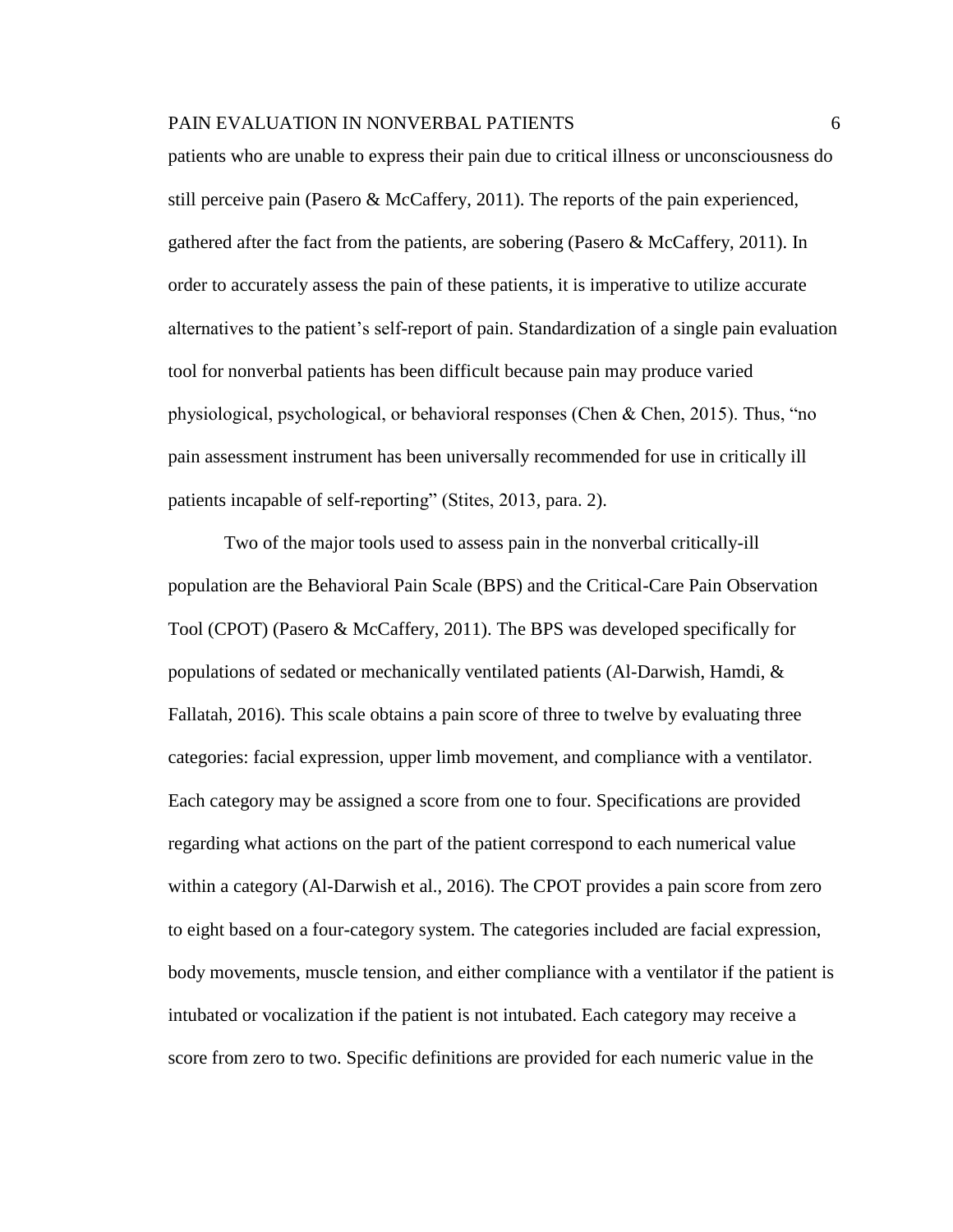patients who are unable to express their pain due to critical illness or unconsciousness do still perceive pain (Pasero & McCaffery, 2011). The reports of the pain experienced, gathered after the fact from the patients, are sobering (Pasero & McCaffery, 2011). In order to accurately assess the pain of these patients, it is imperative to utilize accurate alternatives to the patient's self-report of pain. Standardization of a single pain evaluation tool for nonverbal patients has been difficult because pain may produce varied physiological, psychological, or behavioral responses (Chen & Chen, 2015). Thus, "no pain assessment instrument has been universally recommended for use in critically ill patients incapable of self-reporting" (Stites, 2013, para. 2).

Two of the major tools used to assess pain in the nonverbal critically-ill population are the Behavioral Pain Scale (BPS) and the Critical-Care Pain Observation Tool (CPOT) (Pasero & McCaffery, 2011). The BPS was developed specifically for populations of sedated or mechanically ventilated patients (Al-Darwish, Hamdi, & Fallatah, 2016). This scale obtains a pain score of three to twelve by evaluating three categories: facial expression, upper limb movement, and compliance with a ventilator. Each category may be assigned a score from one to four. Specifications are provided regarding what actions on the part of the patient correspond to each numerical value within a category (Al-Darwish et al., 2016). The CPOT provides a pain score from zero to eight based on a four-category system. The categories included are facial expression, body movements, muscle tension, and either compliance with a ventilator if the patient is intubated or vocalization if the patient is not intubated. Each category may receive a score from zero to two. Specific definitions are provided for each numeric value in the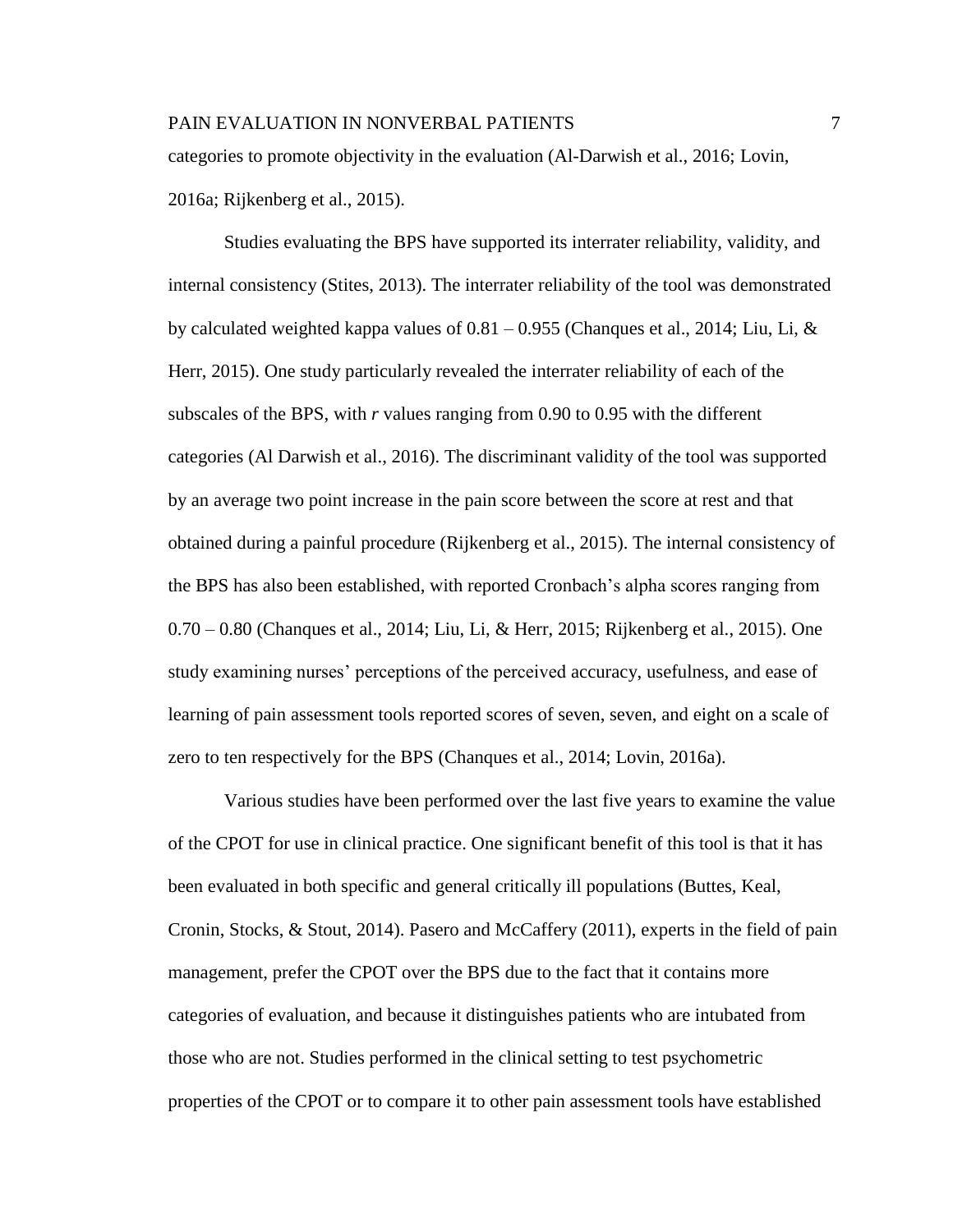categories to promote objectivity in the evaluation (Al-Darwish et al., 2016; Lovin, 2016a; Rijkenberg et al., 2015).

Studies evaluating the BPS have supported its interrater reliability, validity, and internal consistency (Stites, 2013). The interrater reliability of the tool was demonstrated by calculated weighted kappa values of 0.81 – 0.955 (Chanques et al., 2014; Liu, Li, & Herr, 2015). One study particularly revealed the interrater reliability of each of the subscales of the BPS, with *r* values ranging from 0.90 to 0.95 with the different categories (Al Darwish et al., 2016). The discriminant validity of the tool was supported by an average two point increase in the pain score between the score at rest and that obtained during a painful procedure (Rijkenberg et al., 2015). The internal consistency of the BPS has also been established, with reported Cronbach's alpha scores ranging from 0.70 – 0.80 (Chanques et al., 2014; Liu, Li, & Herr, 2015; Rijkenberg et al., 2015). One study examining nurses' perceptions of the perceived accuracy, usefulness, and ease of learning of pain assessment tools reported scores of seven, seven, and eight on a scale of zero to ten respectively for the BPS (Chanques et al., 2014; Lovin, 2016a).

Various studies have been performed over the last five years to examine the value of the CPOT for use in clinical practice. One significant benefit of this tool is that it has been evaluated in both specific and general critically ill populations (Buttes, Keal, Cronin, Stocks, & Stout, 2014). Pasero and McCaffery (2011), experts in the field of pain management, prefer the CPOT over the BPS due to the fact that it contains more categories of evaluation, and because it distinguishes patients who are intubated from those who are not. Studies performed in the clinical setting to test psychometric properties of the CPOT or to compare it to other pain assessment tools have established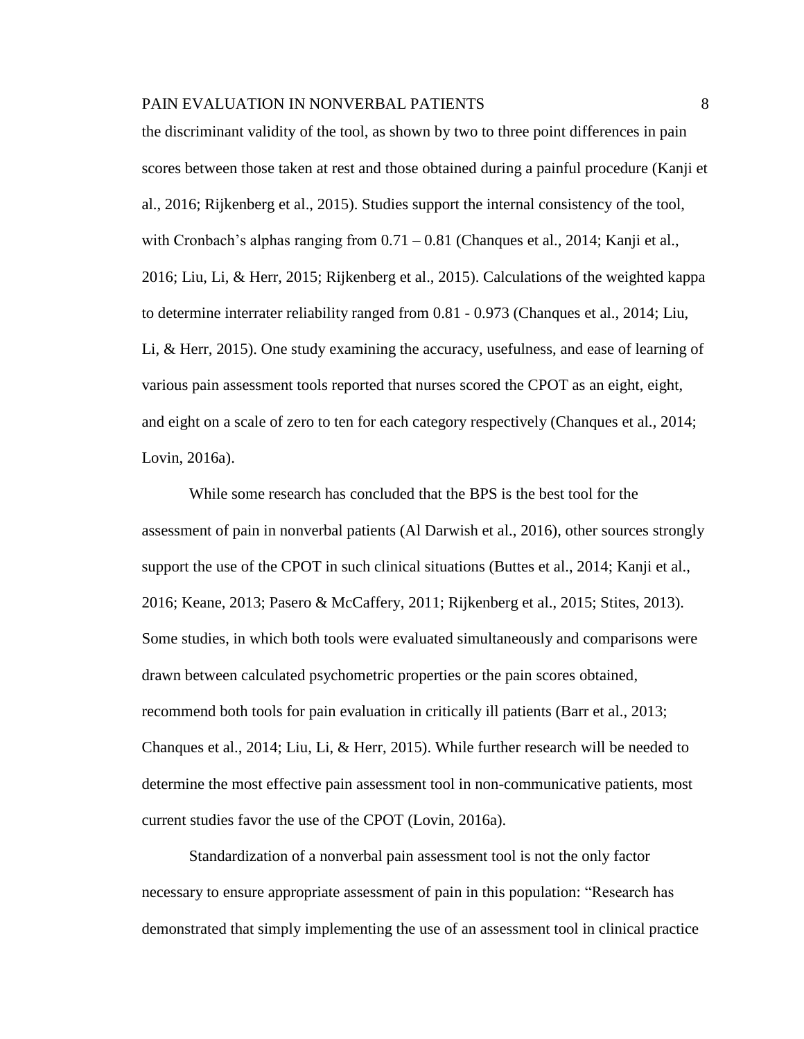the discriminant validity of the tool, as shown by two to three point differences in pain scores between those taken at rest and those obtained during a painful procedure (Kanji et al., 2016; Rijkenberg et al., 2015). Studies support the internal consistency of the tool, with Cronbach's alphas ranging from 0.71 – 0.81 (Chanques et al., 2014; Kanji et al., 2016; Liu, Li, & Herr, 2015; Rijkenberg et al., 2015). Calculations of the weighted kappa to determine interrater reliability ranged from 0.81 - 0.973 (Chanques et al., 2014; Liu, Li, & Herr, 2015). One study examining the accuracy, usefulness, and ease of learning of various pain assessment tools reported that nurses scored the CPOT as an eight, eight, and eight on a scale of zero to ten for each category respectively (Chanques et al., 2014; Lovin, 2016a).

While some research has concluded that the BPS is the best tool for the assessment of pain in nonverbal patients (Al Darwish et al., 2016), other sources strongly support the use of the CPOT in such clinical situations (Buttes et al., 2014; Kanji et al., 2016; Keane, 2013; Pasero & McCaffery, 2011; Rijkenberg et al., 2015; Stites, 2013). Some studies, in which both tools were evaluated simultaneously and comparisons were drawn between calculated psychometric properties or the pain scores obtained, recommend both tools for pain evaluation in critically ill patients (Barr et al., 2013; Chanques et al., 2014; Liu, Li, & Herr, 2015). While further research will be needed to determine the most effective pain assessment tool in non-communicative patients, most current studies favor the use of the CPOT (Lovin, 2016a).

Standardization of a nonverbal pain assessment tool is not the only factor necessary to ensure appropriate assessment of pain in this population: "Research has demonstrated that simply implementing the use of an assessment tool in clinical practice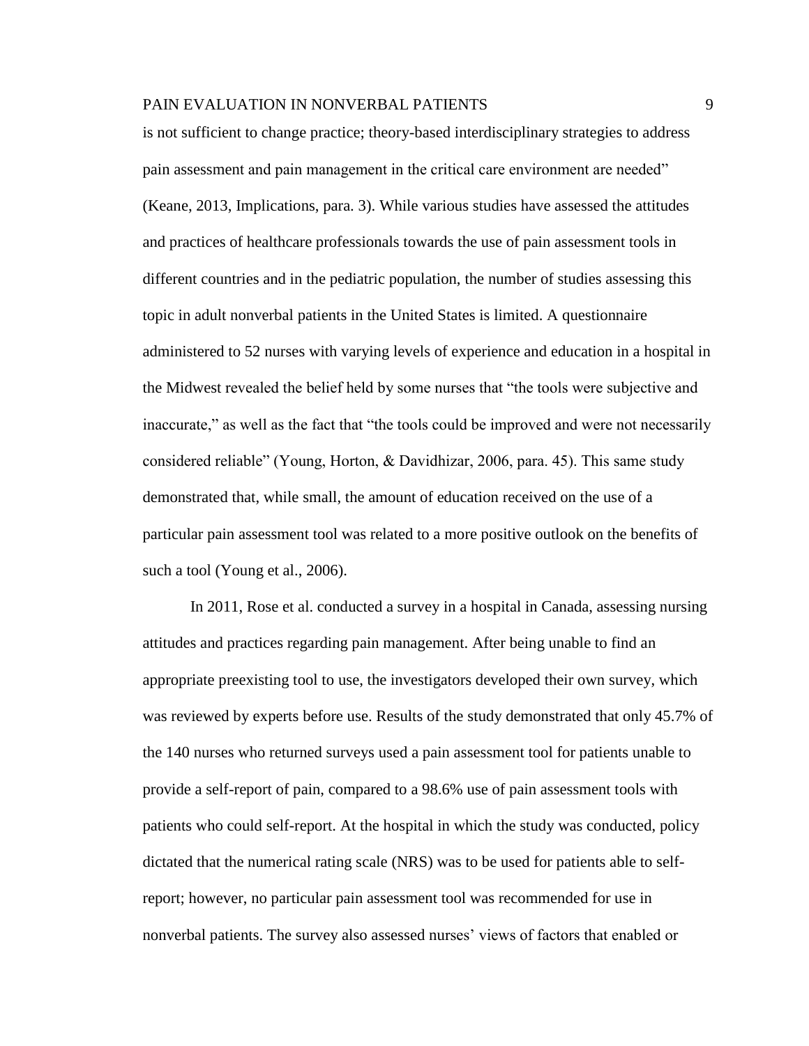is not sufficient to change practice; theory-based interdisciplinary strategies to address pain assessment and pain management in the critical care environment are needed" (Keane, 2013, Implications, para. 3). While various studies have assessed the attitudes and practices of healthcare professionals towards the use of pain assessment tools in different countries and in the pediatric population, the number of studies assessing this topic in adult nonverbal patients in the United States is limited. A questionnaire administered to 52 nurses with varying levels of experience and education in a hospital in the Midwest revealed the belief held by some nurses that "the tools were subjective and inaccurate," as well as the fact that "the tools could be improved and were not necessarily considered reliable" (Young, Horton, & Davidhizar, 2006, para. 45). This same study demonstrated that, while small, the amount of education received on the use of a particular pain assessment tool was related to a more positive outlook on the benefits of such a tool (Young et al., 2006).

In 2011, Rose et al. conducted a survey in a hospital in Canada, assessing nursing attitudes and practices regarding pain management. After being unable to find an appropriate preexisting tool to use, the investigators developed their own survey, which was reviewed by experts before use. Results of the study demonstrated that only 45.7% of the 140 nurses who returned surveys used a pain assessment tool for patients unable to provide a self-report of pain, compared to a 98.6% use of pain assessment tools with patients who could self-report. At the hospital in which the study was conducted, policy dictated that the numerical rating scale (NRS) was to be used for patients able to self-report; however, no particular pain assessment tool was recommended for use in nonverbal patients. The survey also assessed nurses' views of factors that enabled or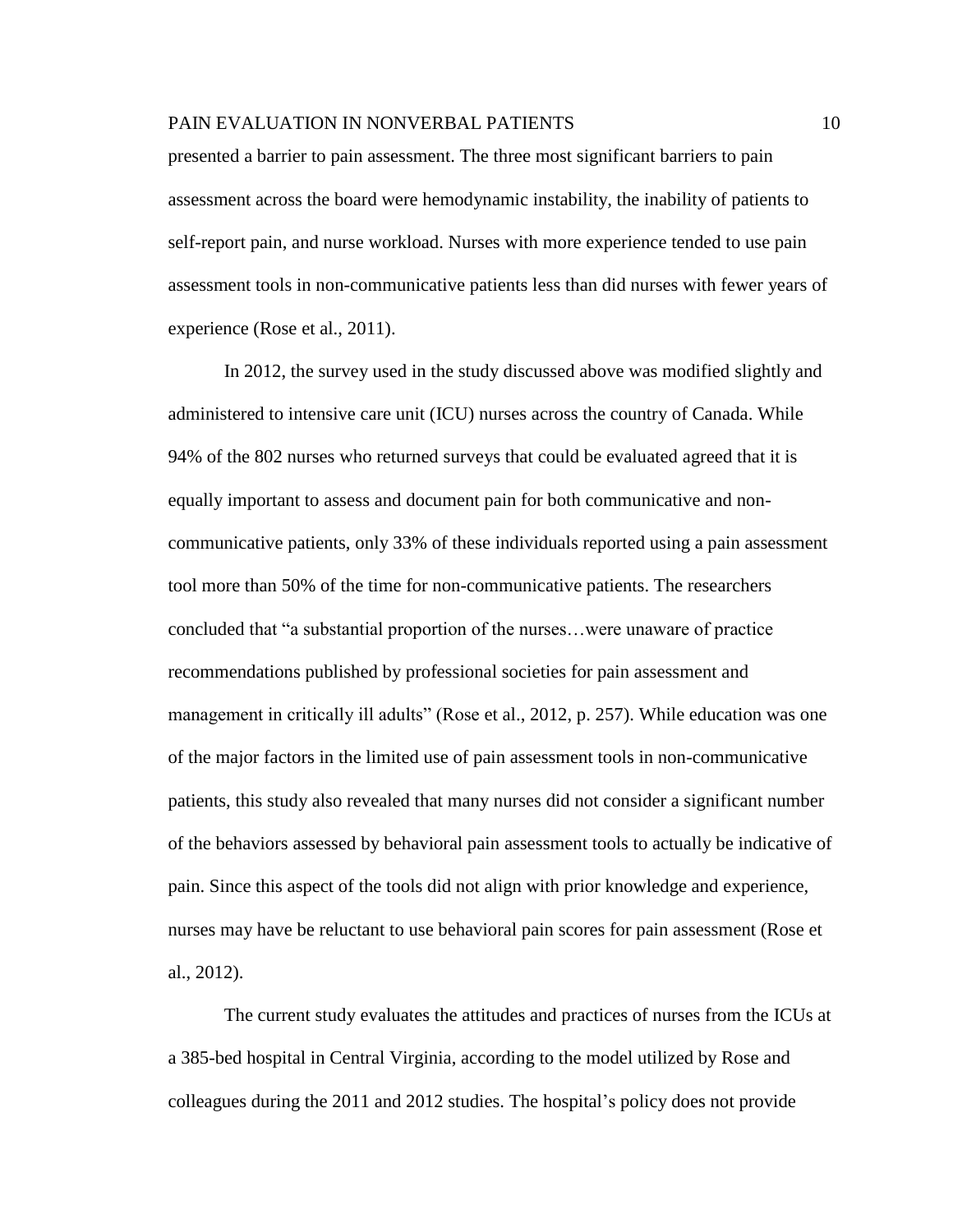presented a barrier to pain assessment. The three most significant barriers to pain assessment across the board were hemodynamic instability, the inability of patients to self-report pain, and nurse workload. Nurses with more experience tended to use pain assessment tools in non-communicative patients less than did nurses with fewer years of experience (Rose et al., 2011).

In 2012, the survey used in the study discussed above was modified slightly and administered to intensive care unit (ICU) nurses across the country of Canada. While 94% of the 802 nurses who returned surveys that could be evaluated agreed that it is equally important to assess and document pain for both communicative and non-communicative patients, only 33% of these individuals reported using a pain assessment tool more than 50% of the time for non-communicative patients. The researchers concluded that "a substantial proportion of the nurses…were unaware of practice recommendations published by professional societies for pain assessment and management in critically ill adults" (Rose et al., 2012, p. 257). While education was one of the major factors in the limited use of pain assessment tools in non-communicative patients, this study also revealed that many nurses did not consider a significant number of the behaviors assessed by behavioral pain assessment tools to actually be indicative of pain. Since this aspect of the tools did not align with prior knowledge and experience, nurses may have be reluctant to use behavioral pain scores for pain assessment (Rose et al., 2012).

The current study evaluates the attitudes and practices of nurses from the ICUs at a 385-bed hospital in Central Virginia, according to the model utilized by Rose and colleagues during the 2011 and 2012 studies. The hospital's policy does not provide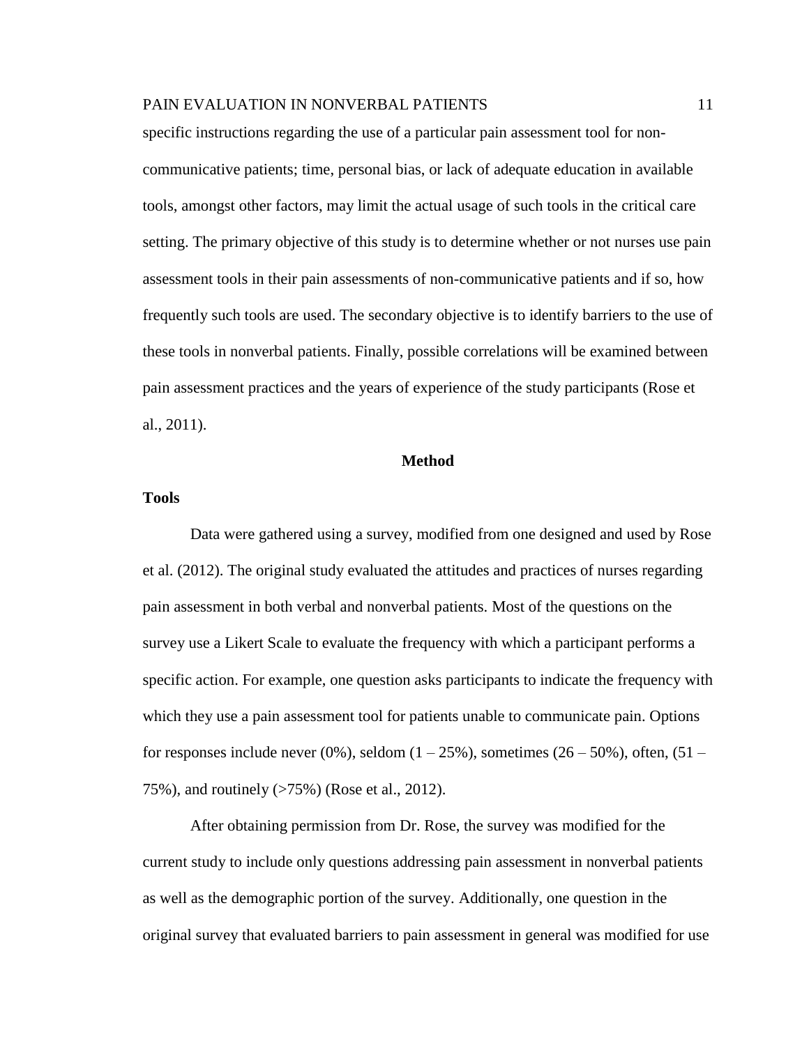specific instructions regarding the use of a particular pain assessment tool for non-communicative patients; time, personal bias, or lack of adequate education in available tools, amongst other factors, may limit the actual usage of such tools in the critical care setting. The primary objective of this study is to determine whether or not nurses use pain assessment tools in their pain assessments of non-communicative patients and if so, how frequently such tools are used. The secondary objective is to identify barriers to the use of these tools in nonverbal patients. Finally, possible correlations will be examined between pain assessment practices and the years of experience of the study participants (Rose et al., 2011).

## Method

### Tools

Data were gathered using a survey, modified from one designed and used by Rose et al. (2012). The original study evaluated the attitudes and practices of nurses regarding pain assessment in both verbal and nonverbal patients. Most of the questions on the survey use a Likert Scale to evaluate the frequency with which a participant performs a specific action. For example, one question asks participants to indicate the frequency with which they use a pain assessment tool for patients unable to communicate pain. Options for responses include never (0%), seldom (1 – 25%), sometimes (26 – 50%), often, (51 – 75%), and routinely (>75%) (Rose et al., 2012).

After obtaining permission from Dr. Rose, the survey was modified for the current study to include only questions addressing pain assessment in nonverbal patients as well as the demographic portion of the survey. Additionally, one question in the original survey that evaluated barriers to pain assessment in general was modified for use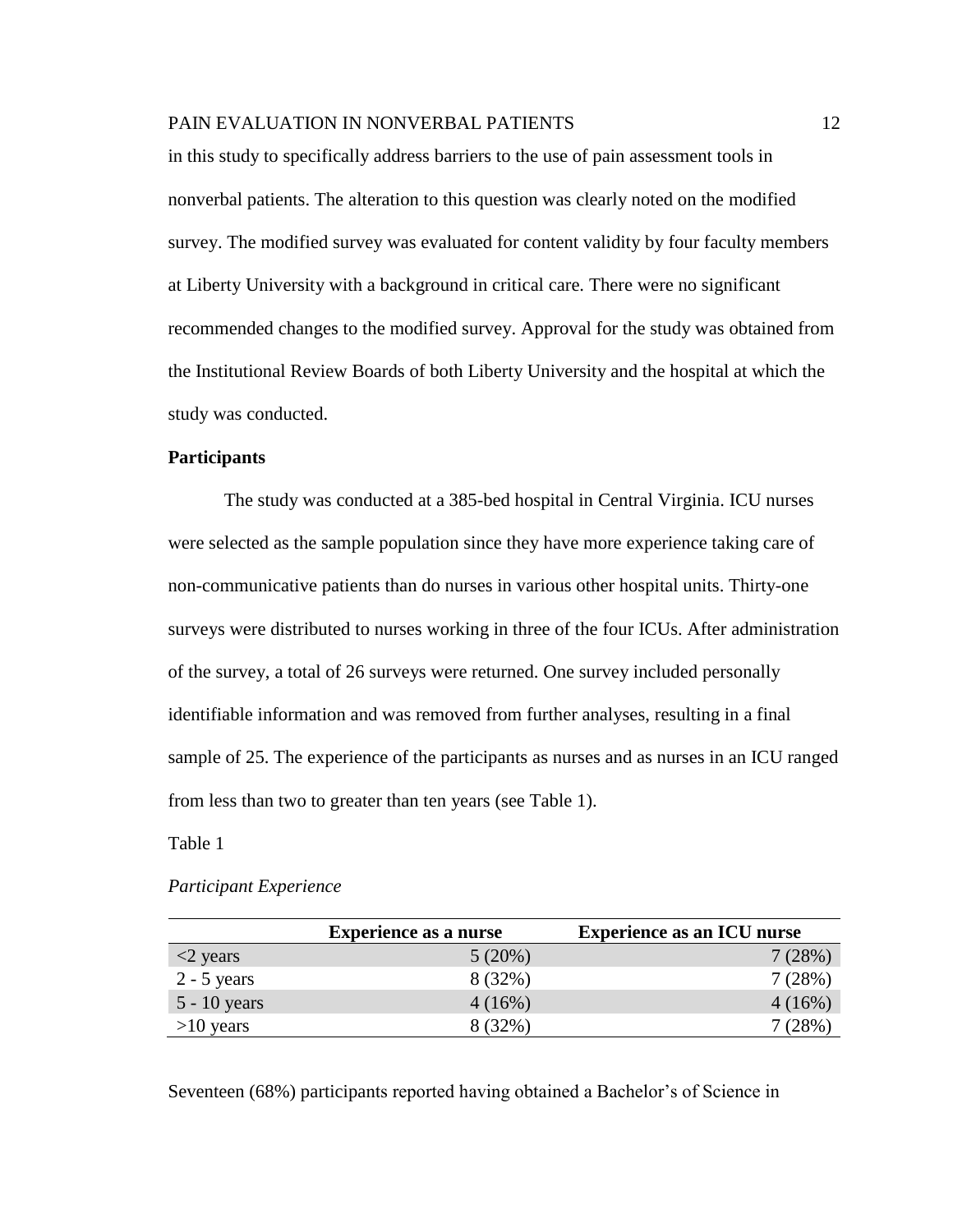in this study to specifically address barriers to the use of pain assessment tools in nonverbal patients. The alteration to this question was clearly noted on the modified survey. The modified survey was evaluated for content validity by four faculty members at Liberty University with a background in critical care. There were no significant recommended changes to the modified survey. Approval for the study was obtained from the Institutional Review Boards of both Liberty University and the hospital at which the study was conducted.

**Participants**

The study was conducted at a 385-bed hospital in Central Virginia. ICU nurses were selected as the sample population since they have more experience taking care of non-communicative patients than do nurses in various other hospital units. Thirty-one surveys were distributed to nurses working in three of the four ICUs. After administration of the survey, a total of 26 surveys were returned. One survey included personally identifiable information and was removed from further analyses, resulting in a final sample of 25. The experience of the participants as nurses and as nurses in an ICU ranged from less than two to greater than ten years (see Table 1).

Table 1

*Participant Experience*

| | **Experience as a nurse** | **Experience as an ICU nurse** |
|---|---|---|
| <2 years | 5 (20%) | 7 (28%) |
| 2 - 5 years | 8 (32%) | 7 (28%) |
| 5 - 10 years | 4 (16%) | 4 (16%) |
| >10 years | 8 (32%) | 7 (28%) |

Seventeen (68%) participants reported having obtained a Bachelor's of Science in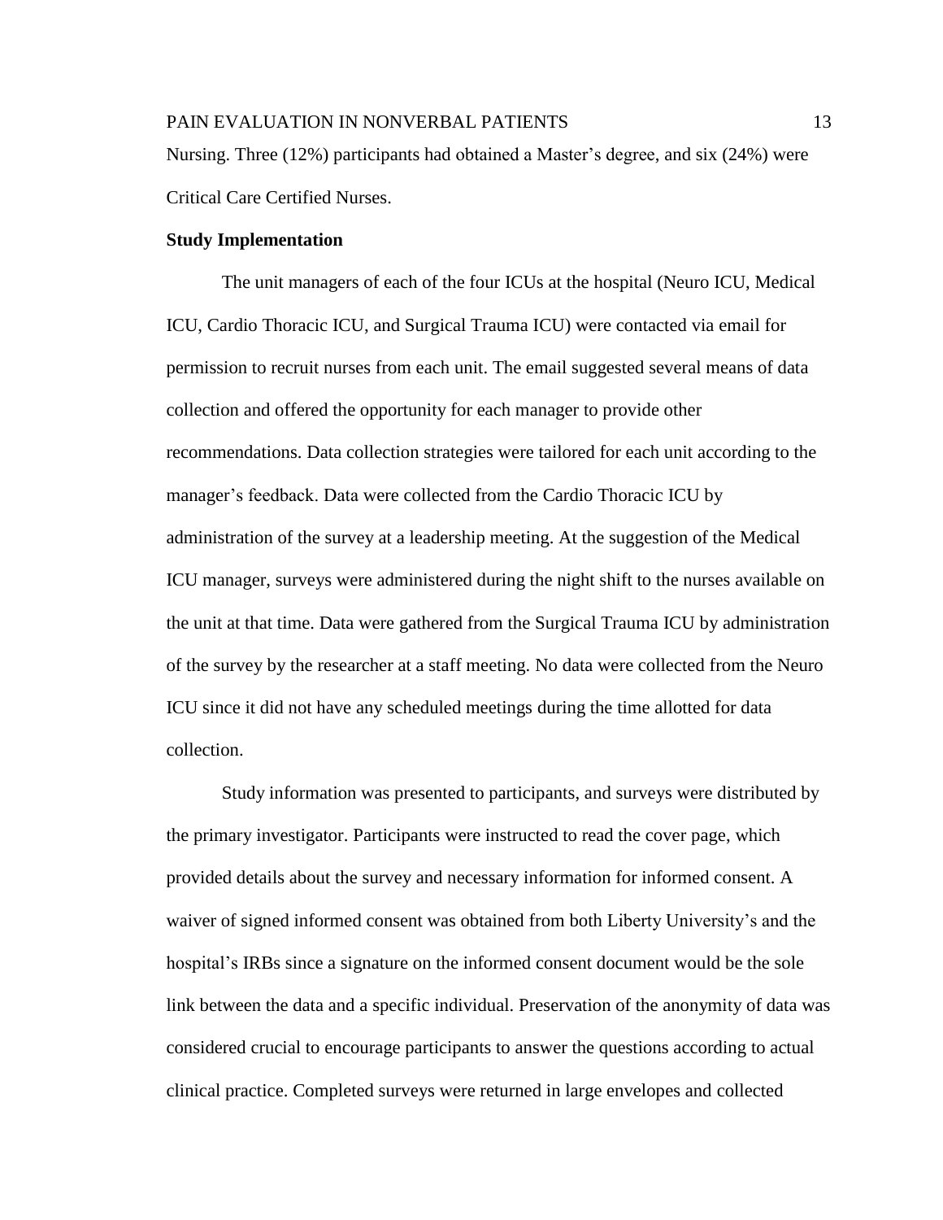Nursing. Three (12%) participants had obtained a Master's degree, and six (24%) were Critical Care Certified Nurses.

**Study Implementation**

The unit managers of each of the four ICUs at the hospital (Neuro ICU, Medical ICU, Cardio Thoracic ICU, and Surgical Trauma ICU) were contacted via email for permission to recruit nurses from each unit. The email suggested several means of data collection and offered the opportunity for each manager to provide other recommendations. Data collection strategies were tailored for each unit according to the manager's feedback. Data were collected from the Cardio Thoracic ICU by administration of the survey at a leadership meeting. At the suggestion of the Medical ICU manager, surveys were administered during the night shift to the nurses available on the unit at that time. Data were gathered from the Surgical Trauma ICU by administration of the survey by the researcher at a staff meeting. No data were collected from the Neuro ICU since it did not have any scheduled meetings during the time allotted for data collection.

Study information was presented to participants, and surveys were distributed by the primary investigator. Participants were instructed to read the cover page, which provided details about the survey and necessary information for informed consent. A waiver of signed informed consent was obtained from both Liberty University's and the hospital's IRBs since a signature on the informed consent document would be the sole link between the data and a specific individual. Preservation of the anonymity of data was considered crucial to encourage participants to answer the questions according to actual clinical practice. Completed surveys were returned in large envelopes and collected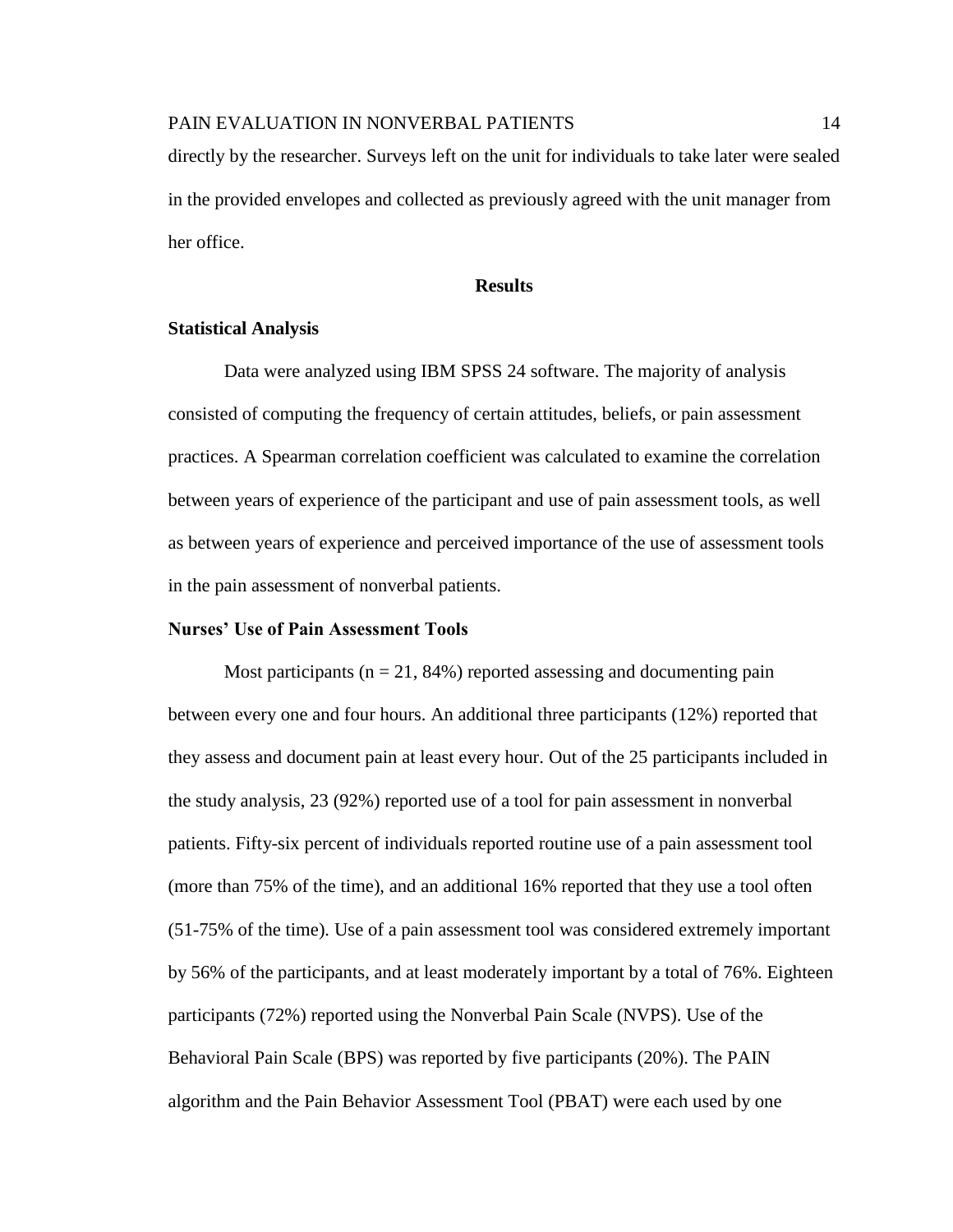directly by the researcher. Surveys left on the unit for individuals to take later were sealed in the provided envelopes and collected as previously agreed with the unit manager from her office.

## Results

### Statistical Analysis

Data were analyzed using IBM SPSS 24 software. The majority of analysis consisted of computing the frequency of certain attitudes, beliefs, or pain assessment practices. A Spearman correlation coefficient was calculated to examine the correlation between years of experience of the participant and use of pain assessment tools, as well as between years of experience and perceived importance of the use of assessment tools in the pain assessment of nonverbal patients.

### Nurses' Use of Pain Assessment Tools

Most participants ($n = 21$, 84%) reported assessing and documenting pain between every one and four hours. An additional three participants (12%) reported that they assess and document pain at least every hour. Out of the 25 participants included in the study analysis, 23 (92%) reported use of a tool for pain assessment in nonverbal patients. Fifty-six percent of individuals reported routine use of a pain assessment tool (more than 75% of the time), and an additional 16% reported that they use a tool often (51-75% of the time). Use of a pain assessment tool was considered extremely important by 56% of the participants, and at least moderately important by a total of 76%. Eighteen participants (72%) reported using the Nonverbal Pain Scale (NVPS). Use of the Behavioral Pain Scale (BPS) was reported by five participants (20%). The PAIN algorithm and the Pain Behavior Assessment Tool (PBAT) were each used by one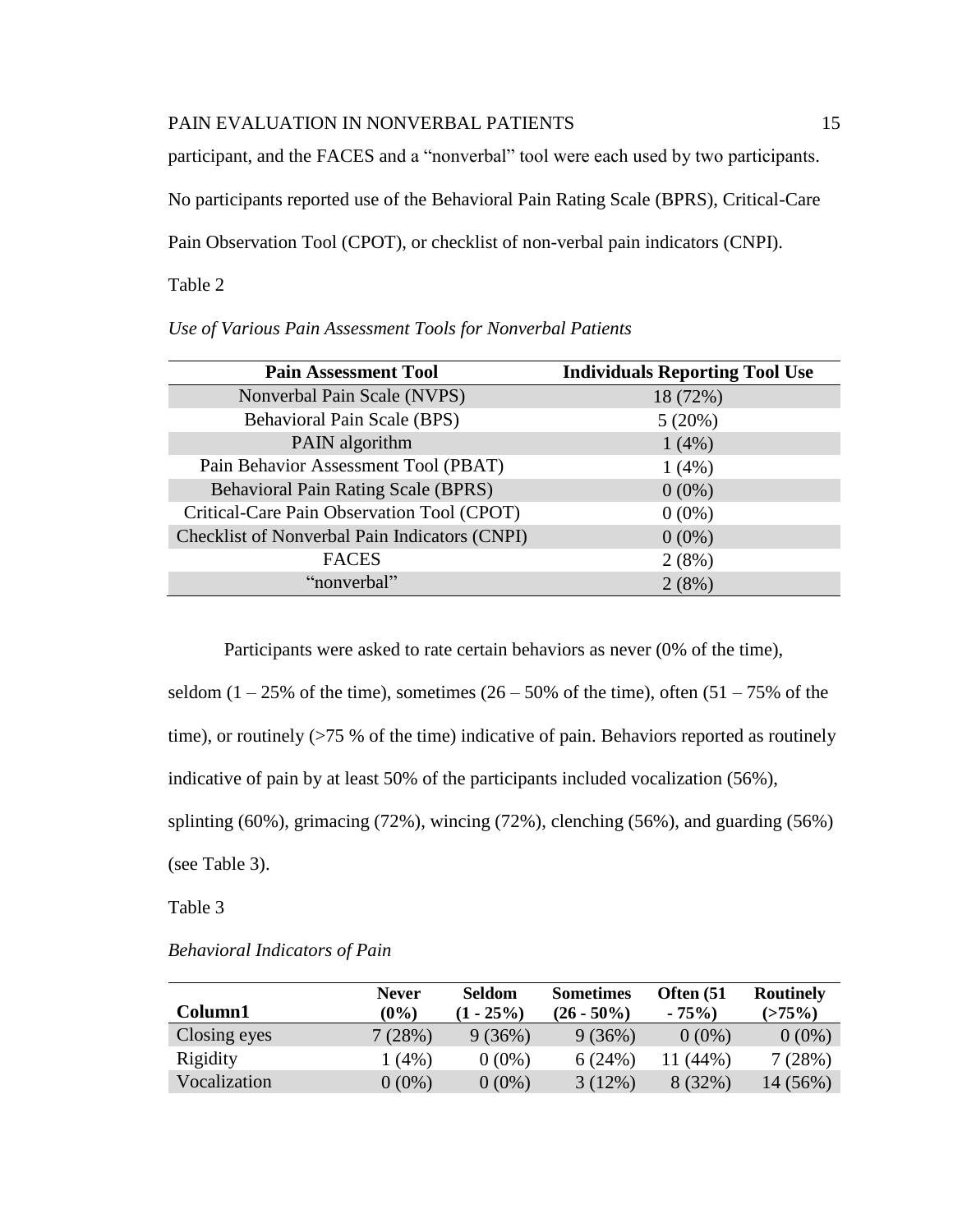participant, and the FACES and a "nonverbal" tool were each used by two participants. No participants reported use of the Behavioral Pain Rating Scale (BPRS), Critical-Care Pain Observation Tool (CPOT), or checklist of non-verbal pain indicators (CNPI).

Table 2

*Use of Various Pain Assessment Tools for Nonverbal Patients*

| Pain Assessment Tool | Individuals Reporting Tool Use |
|---|---|
| Nonverbal Pain Scale (NVPS) | 18 (72%) |
| Behavioral Pain Scale (BPS) | 5 (20%) |
| PAIN algorithm | 1 (4%) |
| Pain Behavior Assessment Tool (PBAT) | 1 (4%) |
| Behavioral Pain Rating Scale (BPRS) | 0 (0%) |
| Critical-Care Pain Observation Tool (CPOT) | 0 (0%) |
| Checklist of Nonverbal Pain Indicators (CNPI) | 0 (0%) |
| FACES | 2 (8%) |
| "nonverbal" | 2 (8%) |

Participants were asked to rate certain behaviors as never (0% of the time), seldom (1 – 25% of the time), sometimes (26 – 50% of the time), often (51 – 75% of the time), or routinely (>75 % of the time) indicative of pain. Behaviors reported as routinely indicative of pain by at least 50% of the participants included vocalization (56%), splinting (60%), grimacing (72%), wincing (72%), clenching (56%), and guarding (56%) (see Table 3).

Table 3

*Behavioral Indicators of Pain*

| Column1 | Never (0%) | Seldom (1 - 25%) | Sometimes (26 - 50%) | Often (51 - 75%) | Routinely (>75%) |
|---|---|---|---|---|---|
| Closing eyes | 7 (28%) | 9 (36%) | 9 (36%) | 0 (0%) | 0 (0%) |
| Rigidity | 1 (4%) | 0 (0%) | 6 (24%) | 11 (44%) | 7 (28%) |
| Vocalization | 0 (0%) | 0 (0%) | 3 (12%) | 8 (32%) | 14 (56%) |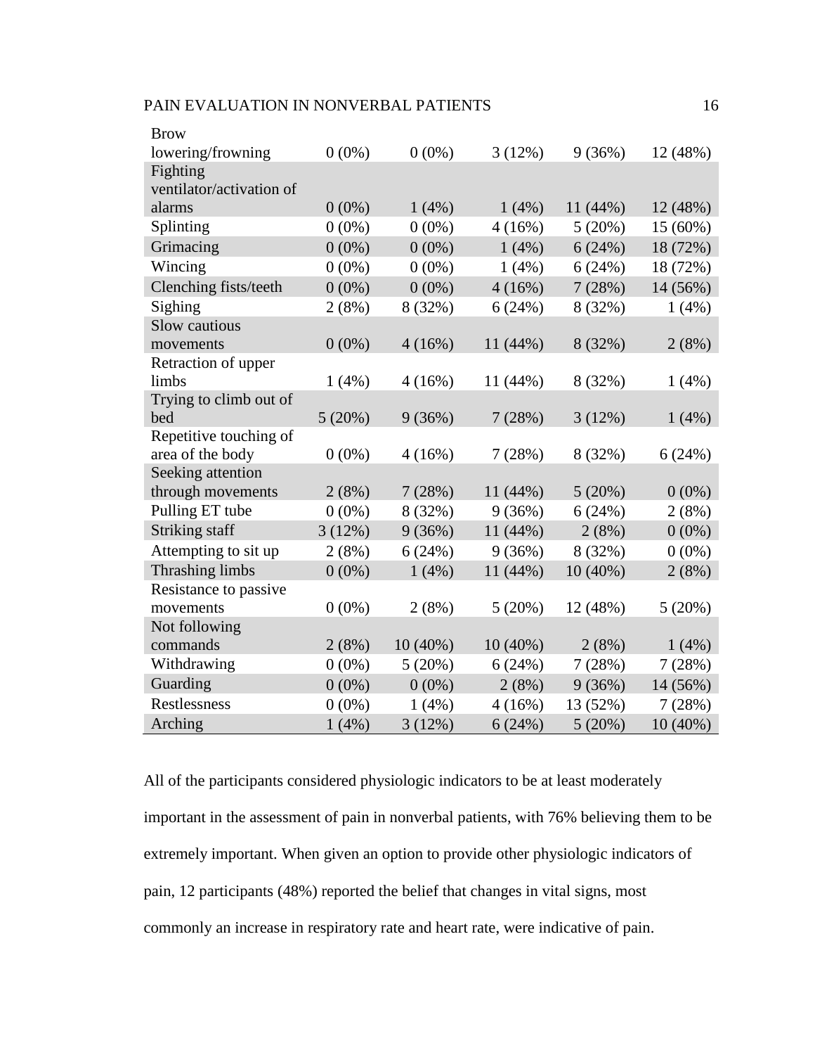| | | | | | |
|---|---|---|---|---|---|
| Brow lowering/frowning | 0 (0%) | 0 (0%) | 3 (12%) | 9 (36%) | 12 (48%) |
| Fighting ventilator/activation of alarms | 0 (0%) | 1 (4%) | 1 (4%) | 11 (44%) | 12 (48%) |
| Splinting | 0 (0%) | 0 (0%) | 4 (16%) | 5 (20%) | 15 (60%) |
| Grimacing | 0 (0%) | 0 (0%) | 1 (4%) | 6 (24%) | 18 (72%) |
| Wincing | 0 (0%) | 0 (0%) | 1 (4%) | 6 (24%) | 18 (72%) |
| Clenching fists/teeth | 0 (0%) | 0 (0%) | 4 (16%) | 7 (28%) | 14 (56%) |
| Sighing | 2 (8%) | 8 (32%) | 6 (24%) | 8 (32%) | 1 (4%) |
| Slow cautious movements | 0 (0%) | 4 (16%) | 11 (44%) | 8 (32%) | 2 (8%) |
| Retraction of upper limbs | 1 (4%) | 4 (16%) | 11 (44%) | 8 (32%) | 1 (4%) |
| Trying to climb out of bed | 5 (20%) | 9 (36%) | 7 (28%) | 3 (12%) | 1 (4%) |
| Repetitive touching of area of the body | 0 (0%) | 4 (16%) | 7 (28%) | 8 (32%) | 6 (24%) |
| Seeking attention through movements | 2 (8%) | 7 (28%) | 11 (44%) | 5 (20%) | 0 (0%) |
| Pulling ET tube | 0 (0%) | 8 (32%) | 9 (36%) | 6 (24%) | 2 (8%) |
| Striking staff | 3 (12%) | 9 (36%) | 11 (44%) | 2 (8%) | 0 (0%) |
| Attempting to sit up | 2 (8%) | 6 (24%) | 9 (36%) | 8 (32%) | 0 (0%) |
| Thrashing limbs | 0 (0%) | 1 (4%) | 11 (44%) | 10 (40%) | 2 (8%) |
| Resistance to passive movements | 0 (0%) | 2 (8%) | 5 (20%) | 12 (48%) | 5 (20%) |
| Not following commands | 2 (8%) | 10 (40%) | 10 (40%) | 2 (8%) | 1 (4%) |
| Withdrawing | 0 (0%) | 5 (20%) | 6 (24%) | 7 (28%) | 7 (28%) |
| Guarding | 0 (0%) | 0 (0%) | 2 (8%) | 9 (36%) | 14 (56%) |
| Restlessness | 0 (0%) | 1 (4%) | 4 (16%) | 13 (52%) | 7 (28%) |
| Arching | 1 (4%) | 3 (12%) | 6 (24%) | 5 (20%) | 10 (40%) |

All of the participants considered physiologic indicators to be at least moderately important in the assessment of pain in nonverbal patients, with 76% believing them to be extremely important. When given an option to provide other physiologic indicators of pain, 12 participants (48%) reported the belief that changes in vital signs, most commonly an increase in respiratory rate and heart rate, were indicative of pain.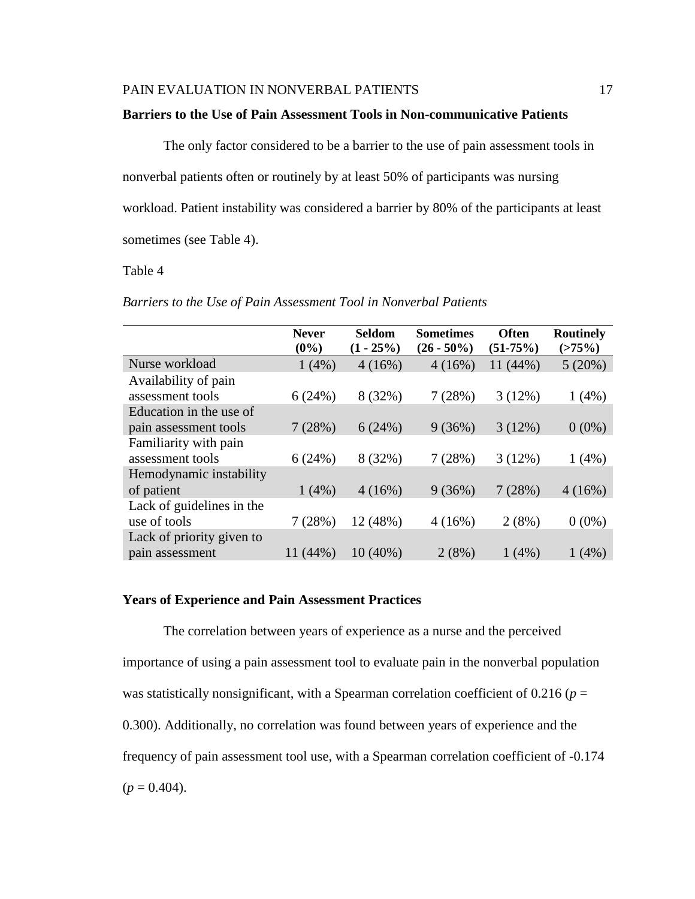**Barriers to the Use of Pain Assessment Tools in Non-communicative Patients**

The only factor considered to be a barrier to the use of pain assessment tools in nonverbal patients often or routinely by at least 50% of participants was nursing workload. Patient instability was considered a barrier by 80% of the participants at least sometimes (see Table 4).

Table 4

*Barriers to the Use of Pain Assessment Tool in Nonverbal Patients*

| | **Never (0%)** | **Seldom (1 - 25%)** | **Sometimes (26 - 50%)** | **Often (51-75%)** | **Routinely (>75%)** |
|---|---|---|---|---|---|
| Nurse workload | 1 (4%) | 4 (16%) | 4 (16%) | 11 (44%) | 5 (20%) |
| Availability of pain assessment tools | 6 (24%) | 8 (32%) | 7 (28%) | 3 (12%) | 1 (4%) |
| Education in the use of pain assessment tools | 7 (28%) | 6 (24%) | 9 (36%) | 3 (12%) | 0 (0%) |
| Familiarity with pain assessment tools | 6 (24%) | 8 (32%) | 7 (28%) | 3 (12%) | 1 (4%) |
| Hemodynamic instability of patient | 1 (4%) | 4 (16%) | 9 (36%) | 7 (28%) | 4 (16%) |
| Lack of guidelines in the use of tools | 7 (28%) | 12 (48%) | 4 (16%) | 2 (8%) | 0 (0%) |
| Lack of priority given to pain assessment | 11 (44%) | 10 (40%) | 2 (8%) | 1 (4%) | 1 (4%) |

**Years of Experience and Pain Assessment Practices**

The correlation between years of experience as a nurse and the perceived importance of using a pain assessment tool to evaluate pain in the nonverbal population was statistically nonsignificant, with a Spearman correlation coefficient of 0.216 ($p$ = 0.300). Additionally, no correlation was found between years of experience and the frequency of pain assessment tool use, with a Spearman correlation coefficient of -0.174 ($p$ = 0.404).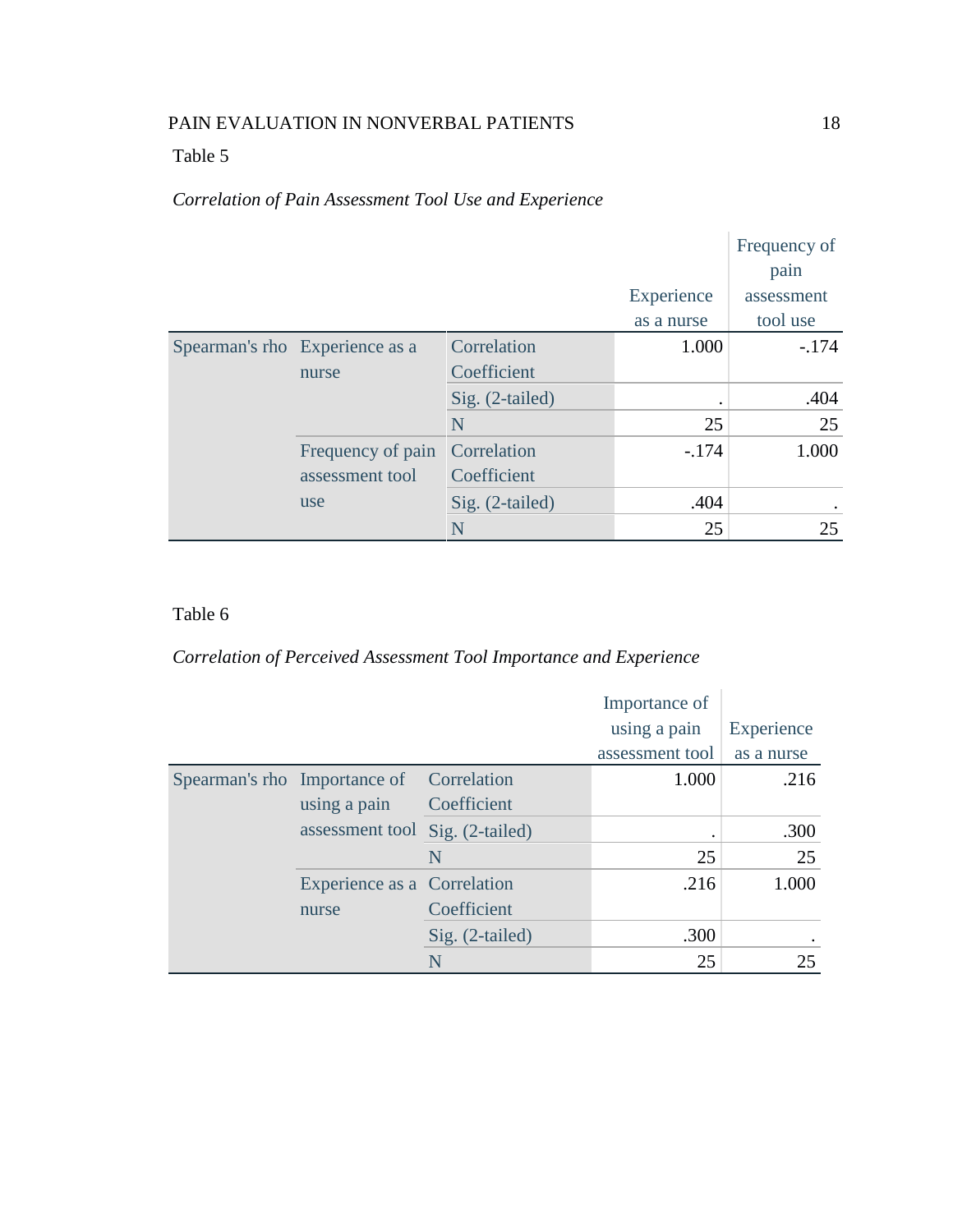Table 5

*Correlation of Pain Assessment Tool Use and Experience*

| | | | Experience as a nurse | Frequency of pain assessment tool use |
|---|---|---|---|---|
| Spearman's rho | Experience as a nurse | Correlation Coefficient | 1.000 | -.174 |
| | | Sig. (2-tailed) | . | .404 |
| | | N | 25 | 25 |
| | Frequency of pain assessment tool use | Correlation Coefficient | -.174 | 1.000 |
| | | Sig. (2-tailed) | .404 | . |
| | | N | 25 | 25 |

Table 6

*Correlation of Perceived Assessment Tool Importance and Experience*

| | | | Importance of using a pain assessment tool | Experience as a nurse |
|---|---|---|---|---|
| Spearman's rho | Importance of using a pain assessment tool | Correlation Coefficient | 1.000 | .216 |
| | | Sig. (2-tailed) | . | .300 |
| | | N | 25 | 25 |
| | Experience as a nurse | Correlation Coefficient | .216 | 1.000 |
| | | Sig. (2-tailed) | .300 | . |
| | | N | 25 | 25 |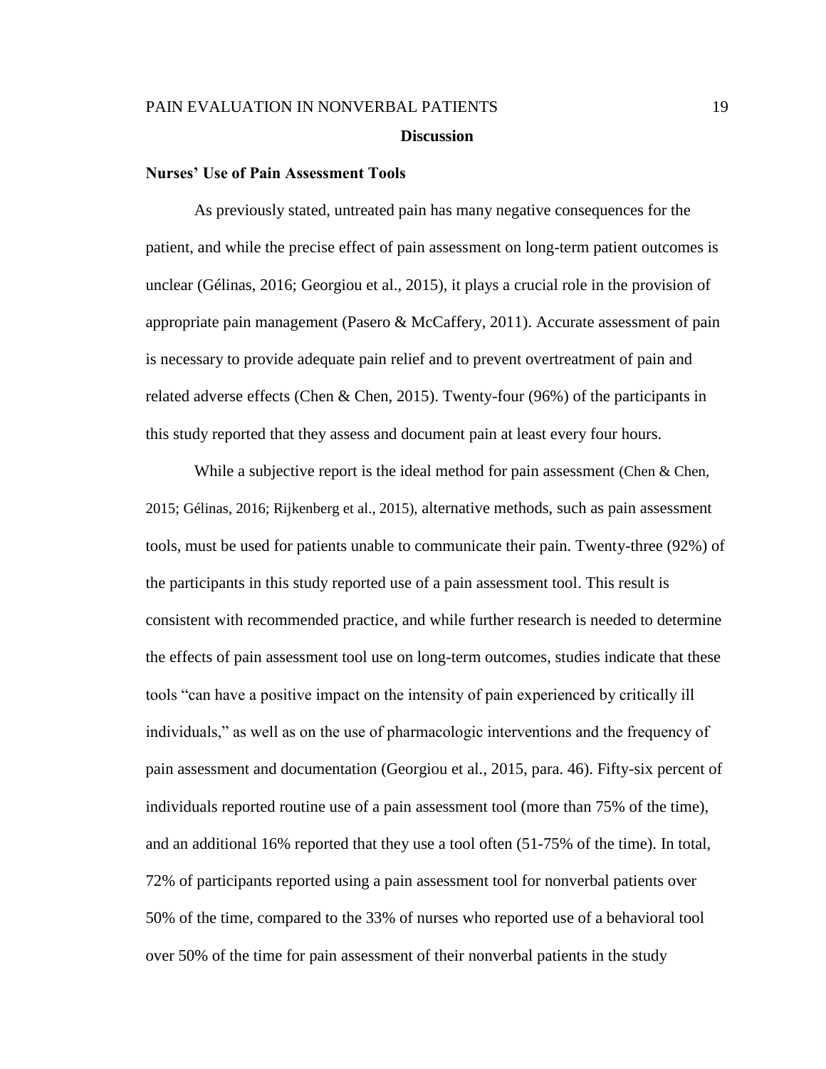# Discussion

## Nurses' Use of Pain Assessment Tools

As previously stated, untreated pain has many negative consequences for the patient, and while the precise effect of pain assessment on long-term patient outcomes is unclear (Gélinas, 2016; Georgiou et al., 2015), it plays a crucial role in the provision of appropriate pain management (Pasero & McCaffery, 2011). Accurate assessment of pain is necessary to provide adequate pain relief and to prevent overtreatment of pain and related adverse effects (Chen & Chen, 2015). Twenty-four (96%) of the participants in this study reported that they assess and document pain at least every four hours.

While a subjective report is the ideal method for pain assessment (Chen & Chen, 2015; Gélinas, 2016; Rijkenberg et al., 2015), alternative methods, such as pain assessment tools, must be used for patients unable to communicate their pain. Twenty-three (92%) of the participants in this study reported use of a pain assessment tool. This result is consistent with recommended practice, and while further research is needed to determine the effects of pain assessment tool use on long-term outcomes, studies indicate that these tools "can have a positive impact on the intensity of pain experienced by critically ill individuals," as well as on the use of pharmacologic interventions and the frequency of pain assessment and documentation (Georgiou et al., 2015, para. 46). Fifty-six percent of individuals reported routine use of a pain assessment tool (more than 75% of the time), and an additional 16% reported that they use a tool often (51-75% of the time). In total, 72% of participants reported using a pain assessment tool for nonverbal patients over 50% of the time, compared to the 33% of nurses who reported use of a behavioral tool over 50% of the time for pain assessment of their nonverbal patients in the study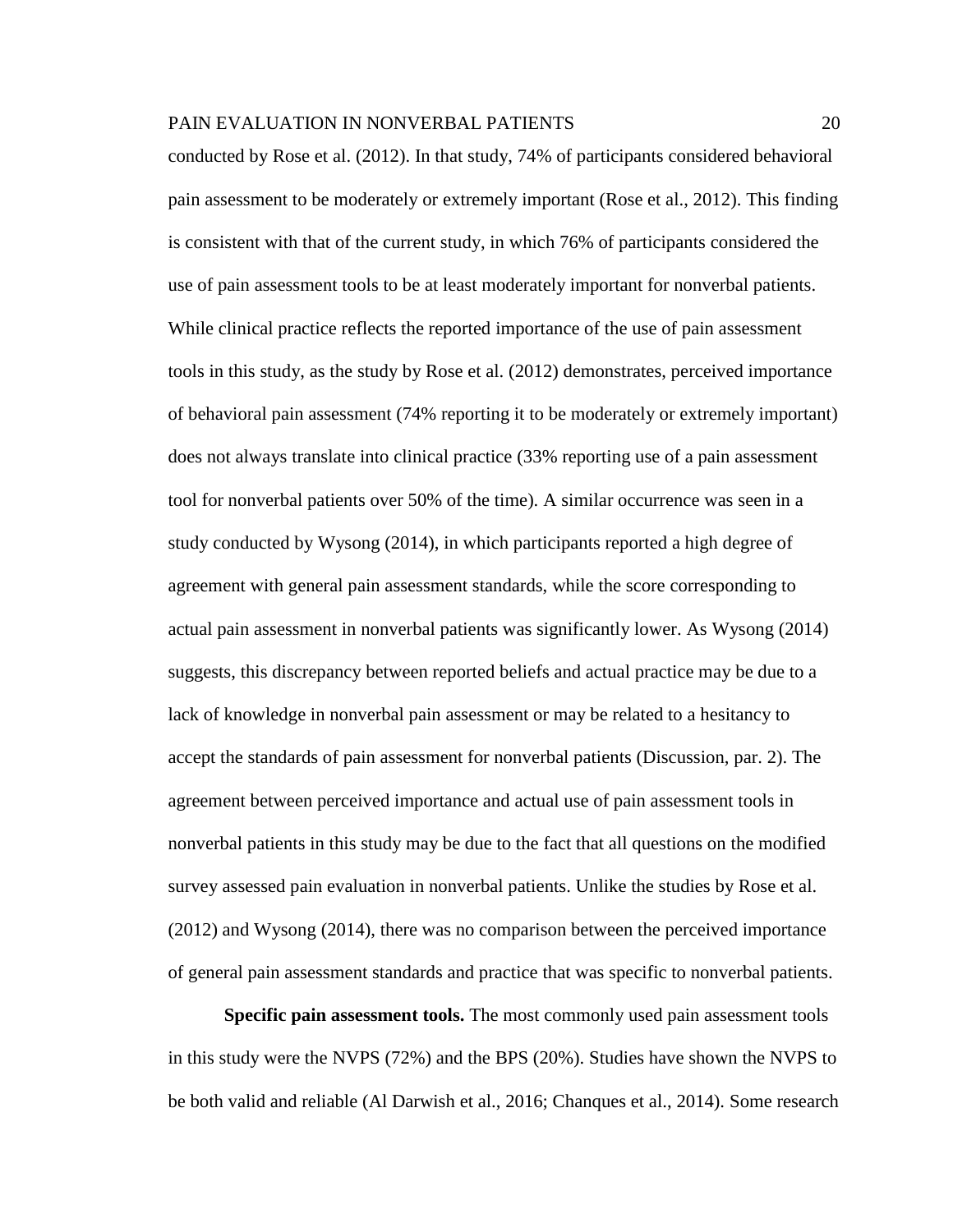conducted by Rose et al. (2012). In that study, 74% of participants considered behavioral pain assessment to be moderately or extremely important (Rose et al., 2012). This finding is consistent with that of the current study, in which 76% of participants considered the use of pain assessment tools to be at least moderately important for nonverbal patients. While clinical practice reflects the reported importance of the use of pain assessment tools in this study, as the study by Rose et al. (2012) demonstrates, perceived importance of behavioral pain assessment (74% reporting it to be moderately or extremely important) does not always translate into clinical practice (33% reporting use of a pain assessment tool for nonverbal patients over 50% of the time). A similar occurrence was seen in a study conducted by Wysong (2014), in which participants reported a high degree of agreement with general pain assessment standards, while the score corresponding to actual pain assessment in nonverbal patients was significantly lower. As Wysong (2014) suggests, this discrepancy between reported beliefs and actual practice may be due to a lack of knowledge in nonverbal pain assessment or may be related to a hesitancy to accept the standards of pain assessment for nonverbal patients (Discussion, par. 2). The agreement between perceived importance and actual use of pain assessment tools in nonverbal patients in this study may be due to the fact that all questions on the modified survey assessed pain evaluation in nonverbal patients. Unlike the studies by Rose et al. (2012) and Wysong (2014), there was no comparison between the perceived importance of general pain assessment standards and practice that was specific to nonverbal patients.

**Specific pain assessment tools.** The most commonly used pain assessment tools in this study were the NVPS (72%) and the BPS (20%). Studies have shown the NVPS to be both valid and reliable (Al Darwish et al., 2016; Chanques et al., 2014). Some research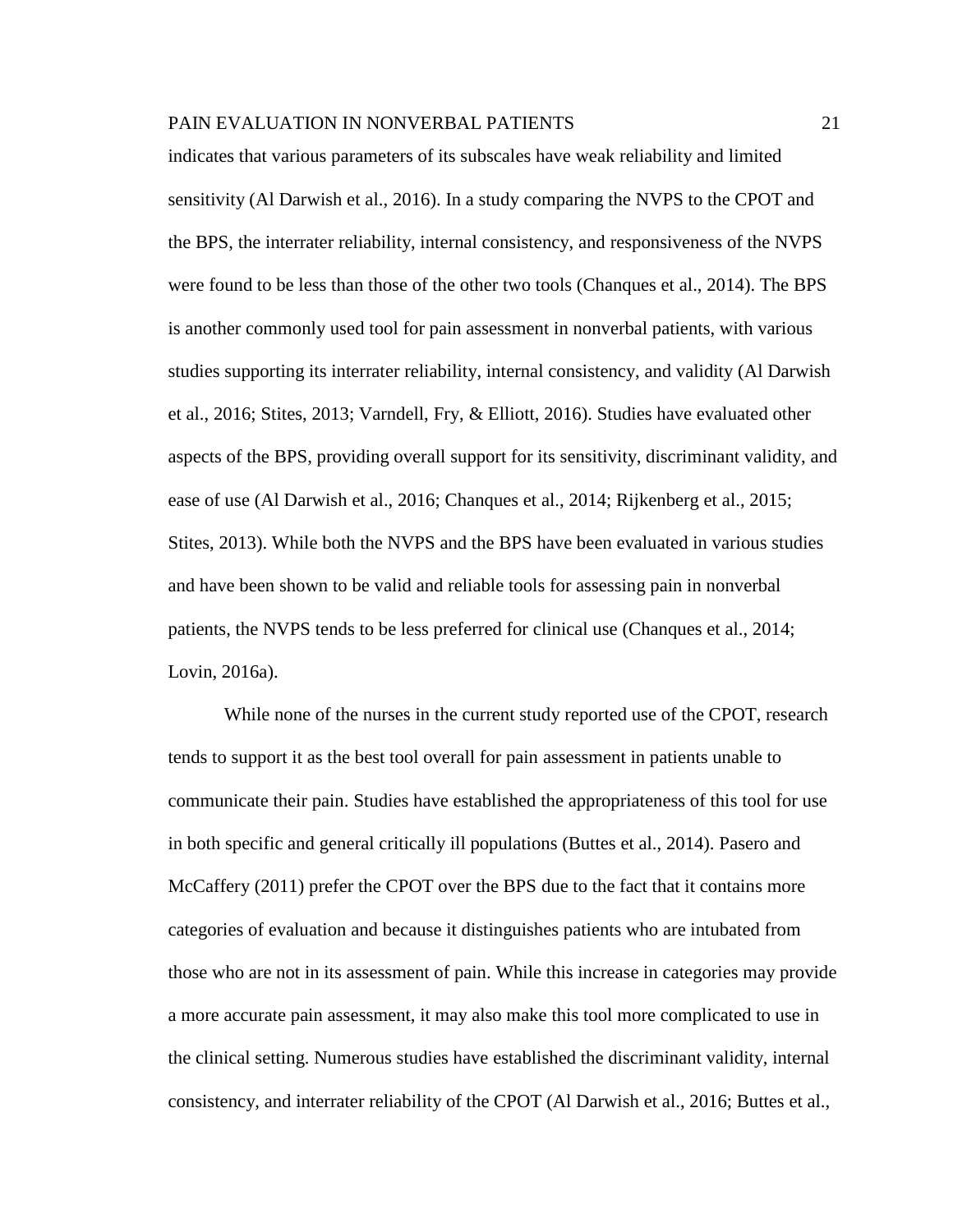indicates that various parameters of its subscales have weak reliability and limited sensitivity (Al Darwish et al., 2016). In a study comparing the NVPS to the CPOT and the BPS, the interrater reliability, internal consistency, and responsiveness of the NVPS were found to be less than those of the other two tools (Chanques et al., 2014). The BPS is another commonly used tool for pain assessment in nonverbal patients, with various studies supporting its interrater reliability, internal consistency, and validity (Al Darwish et al., 2016; Stites, 2013; Varndell, Fry, & Elliott, 2016). Studies have evaluated other aspects of the BPS, providing overall support for its sensitivity, discriminant validity, and ease of use (Al Darwish et al., 2016; Chanques et al., 2014; Rijkenberg et al., 2015; Stites, 2013). While both the NVPS and the BPS have been evaluated in various studies and have been shown to be valid and reliable tools for assessing pain in nonverbal patients, the NVPS tends to be less preferred for clinical use (Chanques et al., 2014; Lovin, 2016a).

While none of the nurses in the current study reported use of the CPOT, research tends to support it as the best tool overall for pain assessment in patients unable to communicate their pain. Studies have established the appropriateness of this tool for use in both specific and general critically ill populations (Buttes et al., 2014). Pasero and McCaffery (2011) prefer the CPOT over the BPS due to the fact that it contains more categories of evaluation and because it distinguishes patients who are intubated from those who are not in its assessment of pain. While this increase in categories may provide a more accurate pain assessment, it may also make this tool more complicated to use in the clinical setting. Numerous studies have established the discriminant validity, internal consistency, and interrater reliability of the CPOT (Al Darwish et al., 2016; Buttes et al.,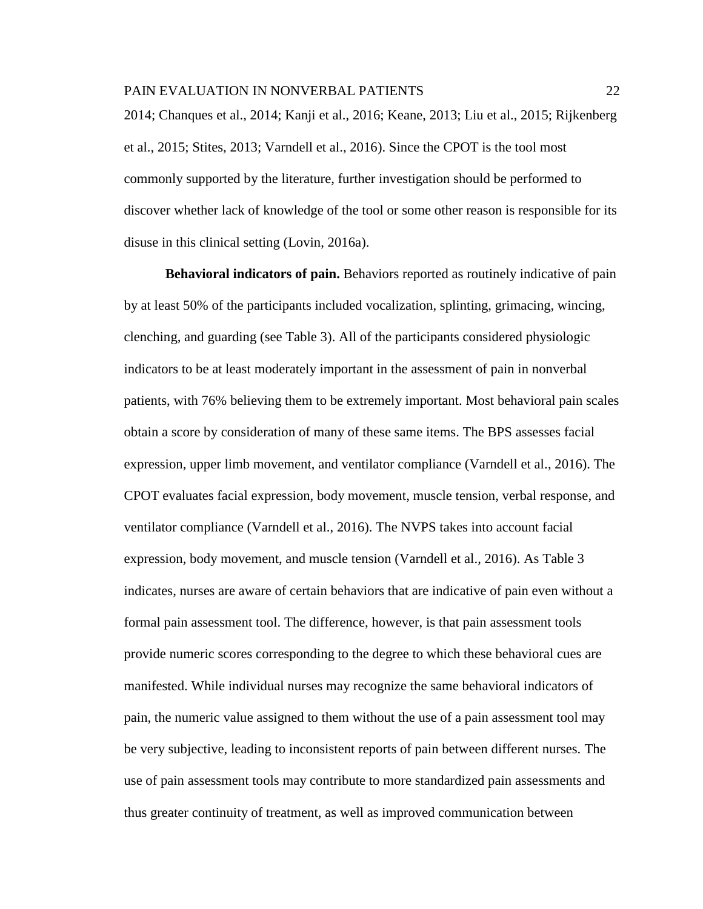2014; Chanques et al., 2014; Kanji et al., 2016; Keane, 2013; Liu et al., 2015; Rijkenberg et al., 2015; Stites, 2013; Varndell et al., 2016). Since the CPOT is the tool most commonly supported by the literature, further investigation should be performed to discover whether lack of knowledge of the tool or some other reason is responsible for its disuse in this clinical setting (Lovin, 2016a).

**Behavioral indicators of pain.** Behaviors reported as routinely indicative of pain by at least 50% of the participants included vocalization, splinting, grimacing, wincing, clenching, and guarding (see Table 3). All of the participants considered physiologic indicators to be at least moderately important in the assessment of pain in nonverbal patients, with 76% believing them to be extremely important. Most behavioral pain scales obtain a score by consideration of many of these same items. The BPS assesses facial expression, upper limb movement, and ventilator compliance (Varndell et al., 2016). The CPOT evaluates facial expression, body movement, muscle tension, verbal response, and ventilator compliance (Varndell et al., 2016). The NVPS takes into account facial expression, body movement, and muscle tension (Varndell et al., 2016). As Table 3 indicates, nurses are aware of certain behaviors that are indicative of pain even without a formal pain assessment tool. The difference, however, is that pain assessment tools provide numeric scores corresponding to the degree to which these behavioral cues are manifested. While individual nurses may recognize the same behavioral indicators of pain, the numeric value assigned to them without the use of a pain assessment tool may be very subjective, leading to inconsistent reports of pain between different nurses. The use of pain assessment tools may contribute to more standardized pain assessments and thus greater continuity of treatment, as well as improved communication between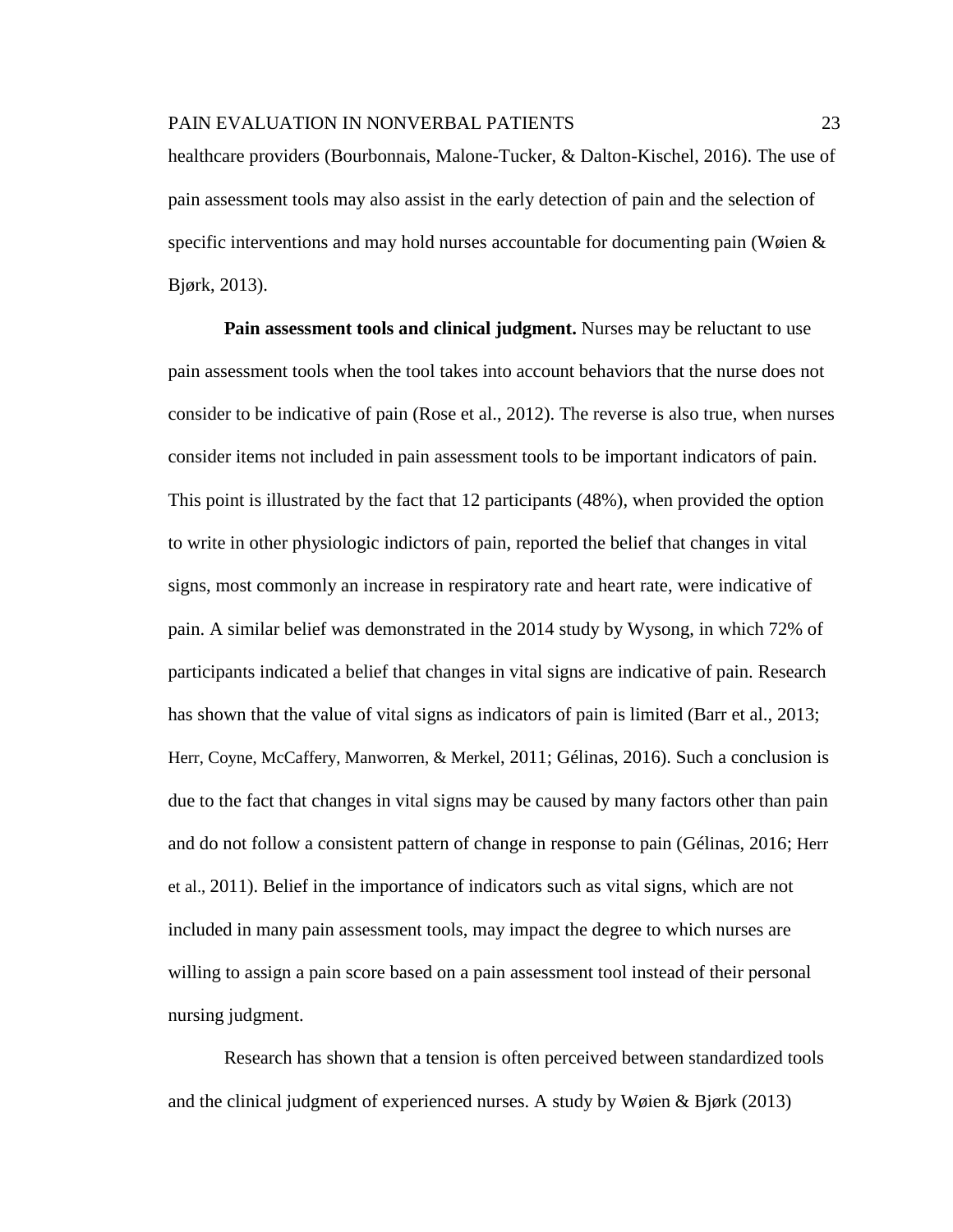healthcare providers (Bourbonnais, Malone-Tucker, & Dalton-Kischel, 2016). The use of pain assessment tools may also assist in the early detection of pain and the selection of specific interventions and may hold nurses accountable for documenting pain (Wøien & Bjørk, 2013).

**Pain assessment tools and clinical judgment.** Nurses may be reluctant to use pain assessment tools when the tool takes into account behaviors that the nurse does not consider to be indicative of pain (Rose et al., 2012). The reverse is also true, when nurses consider items not included in pain assessment tools to be important indicators of pain. This point is illustrated by the fact that 12 participants (48%), when provided the option to write in other physiologic indictors of pain, reported the belief that changes in vital signs, most commonly an increase in respiratory rate and heart rate, were indicative of pain. A similar belief was demonstrated in the 2014 study by Wysong, in which 72% of participants indicated a belief that changes in vital signs are indicative of pain. Research has shown that the value of vital signs as indicators of pain is limited (Barr et al., 2013; Herr, Coyne, McCaffery, Manworren, & Merkel, 2011; Gélinas, 2016). Such a conclusion is due to the fact that changes in vital signs may be caused by many factors other than pain and do not follow a consistent pattern of change in response to pain (Gélinas, 2016; Herr et al., 2011). Belief in the importance of indicators such as vital signs, which are not included in many pain assessment tools, may impact the degree to which nurses are willing to assign a pain score based on a pain assessment tool instead of their personal nursing judgment.

Research has shown that a tension is often perceived between standardized tools and the clinical judgment of experienced nurses. A study by Wøien & Bjørk (2013)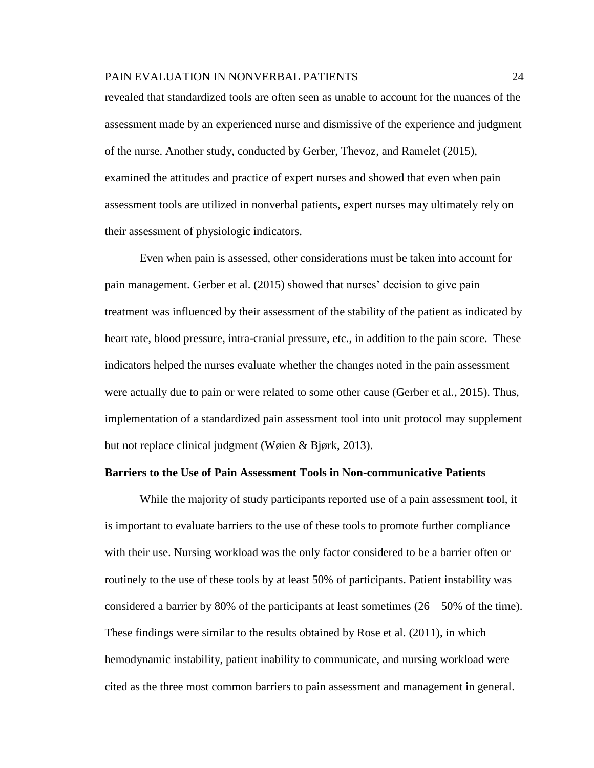revealed that standardized tools are often seen as unable to account for the nuances of the assessment made by an experienced nurse and dismissive of the experience and judgment of the nurse. Another study, conducted by Gerber, Thevoz, and Ramelet (2015), examined the attitudes and practice of expert nurses and showed that even when pain assessment tools are utilized in nonverbal patients, expert nurses may ultimately rely on their assessment of physiologic indicators.

Even when pain is assessed, other considerations must be taken into account for pain management. Gerber et al. (2015) showed that nurses' decision to give pain treatment was influenced by their assessment of the stability of the patient as indicated by heart rate, blood pressure, intra-cranial pressure, etc., in addition to the pain score. These indicators helped the nurses evaluate whether the changes noted in the pain assessment were actually due to pain or were related to some other cause (Gerber et al., 2015). Thus, implementation of a standardized pain assessment tool into unit protocol may supplement but not replace clinical judgment (Wøien & Bjørk, 2013).

**Barriers to the Use of Pain Assessment Tools in Non-communicative Patients**

While the majority of study participants reported use of a pain assessment tool, it is important to evaluate barriers to the use of these tools to promote further compliance with their use. Nursing workload was the only factor considered to be a barrier often or routinely to the use of these tools by at least 50% of participants. Patient instability was considered a barrier by 80% of the participants at least sometimes (26 – 50% of the time). These findings were similar to the results obtained by Rose et al. (2011), in which hemodynamic instability, patient inability to communicate, and nursing workload were cited as the three most common barriers to pain assessment and management in general.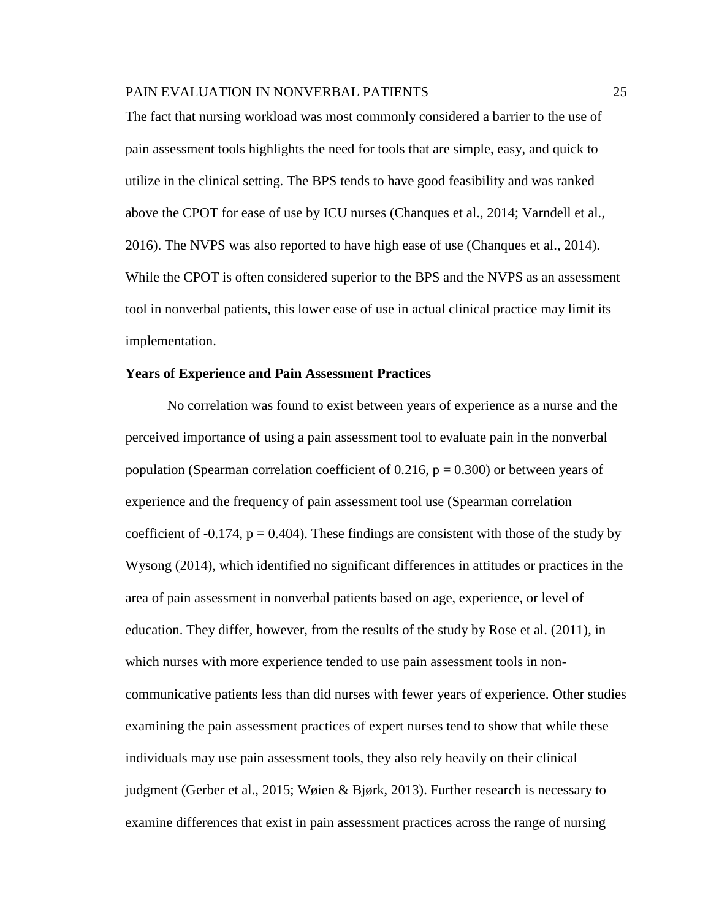The fact that nursing workload was most commonly considered a barrier to the use of pain assessment tools highlights the need for tools that are simple, easy, and quick to utilize in the clinical setting. The BPS tends to have good feasibility and was ranked above the CPOT for ease of use by ICU nurses (Chanques et al., 2014; Varndell et al., 2016). The NVPS was also reported to have high ease of use (Chanques et al., 2014). While the CPOT is often considered superior to the BPS and the NVPS as an assessment tool in nonverbal patients, this lower ease of use in actual clinical practice may limit its implementation.

**Years of Experience and Pain Assessment Practices**

No correlation was found to exist between years of experience as a nurse and the perceived importance of using a pain assessment tool to evaluate pain in the nonverbal population (Spearman correlation coefficient of 0.216, $p = 0.300$) or between years of experience and the frequency of pain assessment tool use (Spearman correlation coefficient of -0.174, $p = 0.404$). These findings are consistent with those of the study by Wysong (2014), which identified no significant differences in attitudes or practices in the area of pain assessment in nonverbal patients based on age, experience, or level of education. They differ, however, from the results of the study by Rose et al. (2011), in which nurses with more experience tended to use pain assessment tools in non-communicative patients less than did nurses with fewer years of experience. Other studies examining the pain assessment practices of expert nurses tend to show that while these individuals may use pain assessment tools, they also rely heavily on their clinical judgment (Gerber et al., 2015; Wøien & Bjørk, 2013). Further research is necessary to examine differences that exist in pain assessment practices across the range of nursing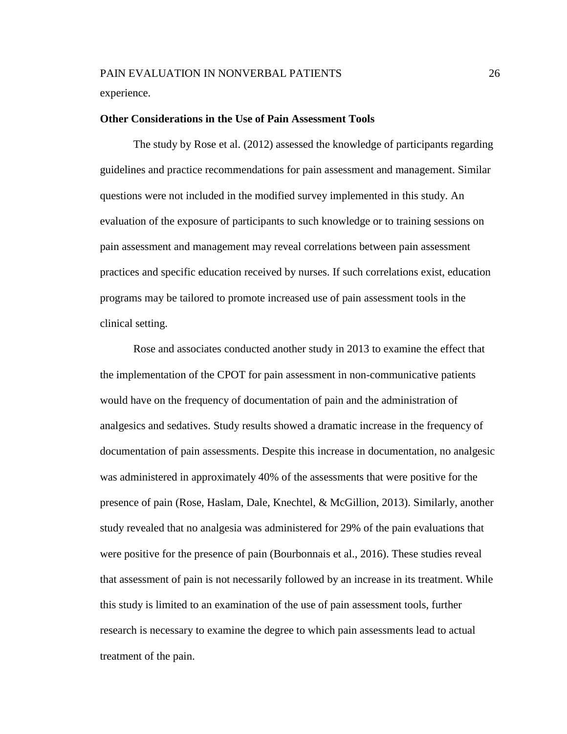experience.

## Other Considerations in the Use of Pain Assessment Tools

The study by Rose et al. (2012) assessed the knowledge of participants regarding guidelines and practice recommendations for pain assessment and management. Similar questions were not included in the modified survey implemented in this study. An evaluation of the exposure of participants to such knowledge or to training sessions on pain assessment and management may reveal correlations between pain assessment practices and specific education received by nurses. If such correlations exist, education programs may be tailored to promote increased use of pain assessment tools in the clinical setting.

Rose and associates conducted another study in 2013 to examine the effect that the implementation of the CPOT for pain assessment in non-communicative patients would have on the frequency of documentation of pain and the administration of analgesics and sedatives. Study results showed a dramatic increase in the frequency of documentation of pain assessments. Despite this increase in documentation, no analgesic was administered in approximately 40% of the assessments that were positive for the presence of pain (Rose, Haslam, Dale, Knechtel, & McGillion, 2013). Similarly, another study revealed that no analgesia was administered for 29% of the pain evaluations that were positive for the presence of pain (Bourbonnais et al., 2016). These studies reveal that assessment of pain is not necessarily followed by an increase in its treatment. While this study is limited to an examination of the use of pain assessment tools, further research is necessary to examine the degree to which pain assessments lead to actual treatment of the pain.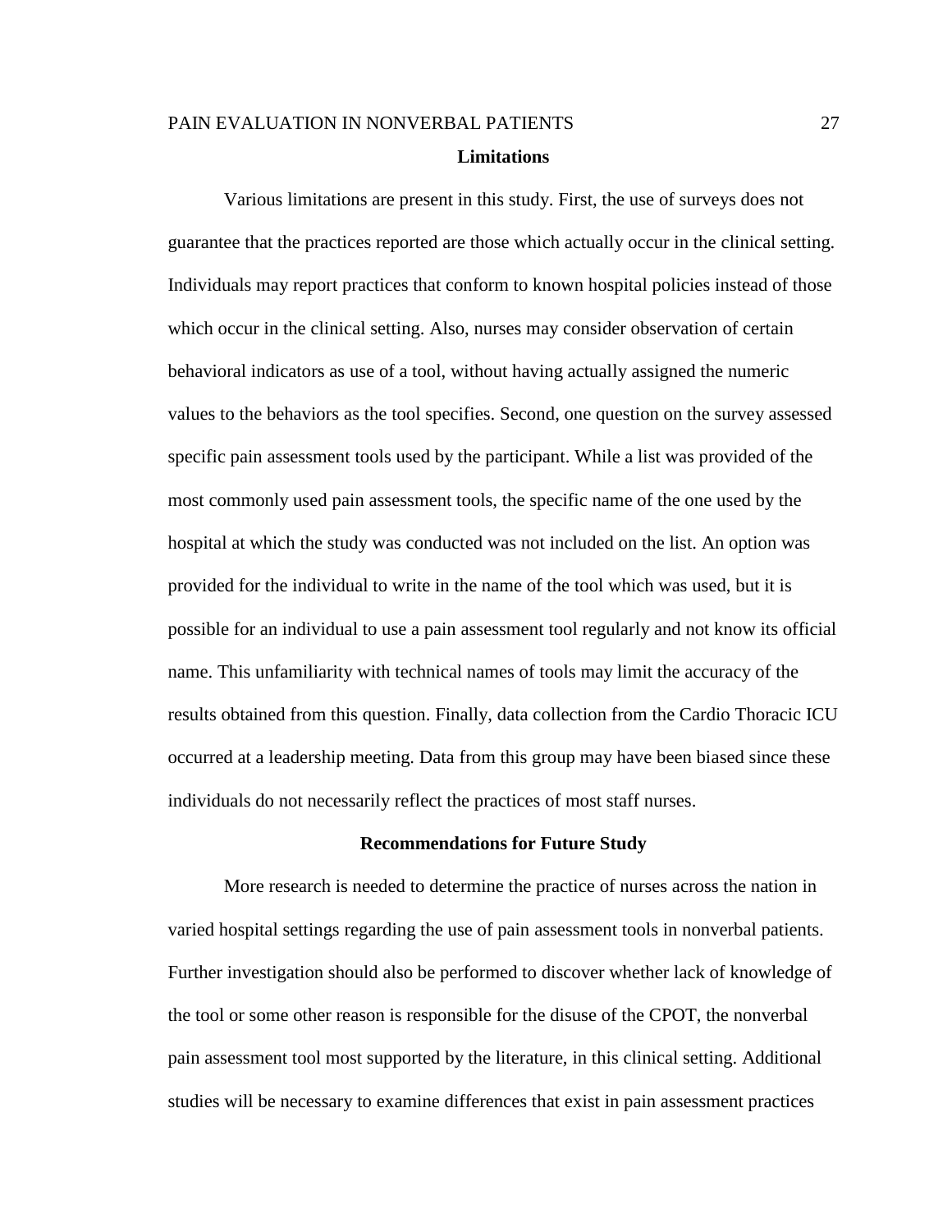## Limitations

Various limitations are present in this study. First, the use of surveys does not guarantee that the practices reported are those which actually occur in the clinical setting. Individuals may report practices that conform to known hospital policies instead of those which occur in the clinical setting. Also, nurses may consider observation of certain behavioral indicators as use of a tool, without having actually assigned the numeric values to the behaviors as the tool specifies. Second, one question on the survey assessed specific pain assessment tools used by the participant. While a list was provided of the most commonly used pain assessment tools, the specific name of the one used by the hospital at which the study was conducted was not included on the list. An option was provided for the individual to write in the name of the tool which was used, but it is possible for an individual to use a pain assessment tool regularly and not know its official name. This unfamiliarity with technical names of tools may limit the accuracy of the results obtained from this question. Finally, data collection from the Cardio Thoracic ICU occurred at a leadership meeting. Data from this group may have been biased since these individuals do not necessarily reflect the practices of most staff nurses.

## Recommendations for Future Study

More research is needed to determine the practice of nurses across the nation in varied hospital settings regarding the use of pain assessment tools in nonverbal patients. Further investigation should also be performed to discover whether lack of knowledge of the tool or some other reason is responsible for the disuse of the CPOT, the nonverbal pain assessment tool most supported by the literature, in this clinical setting. Additional studies will be necessary to examine differences that exist in pain assessment practices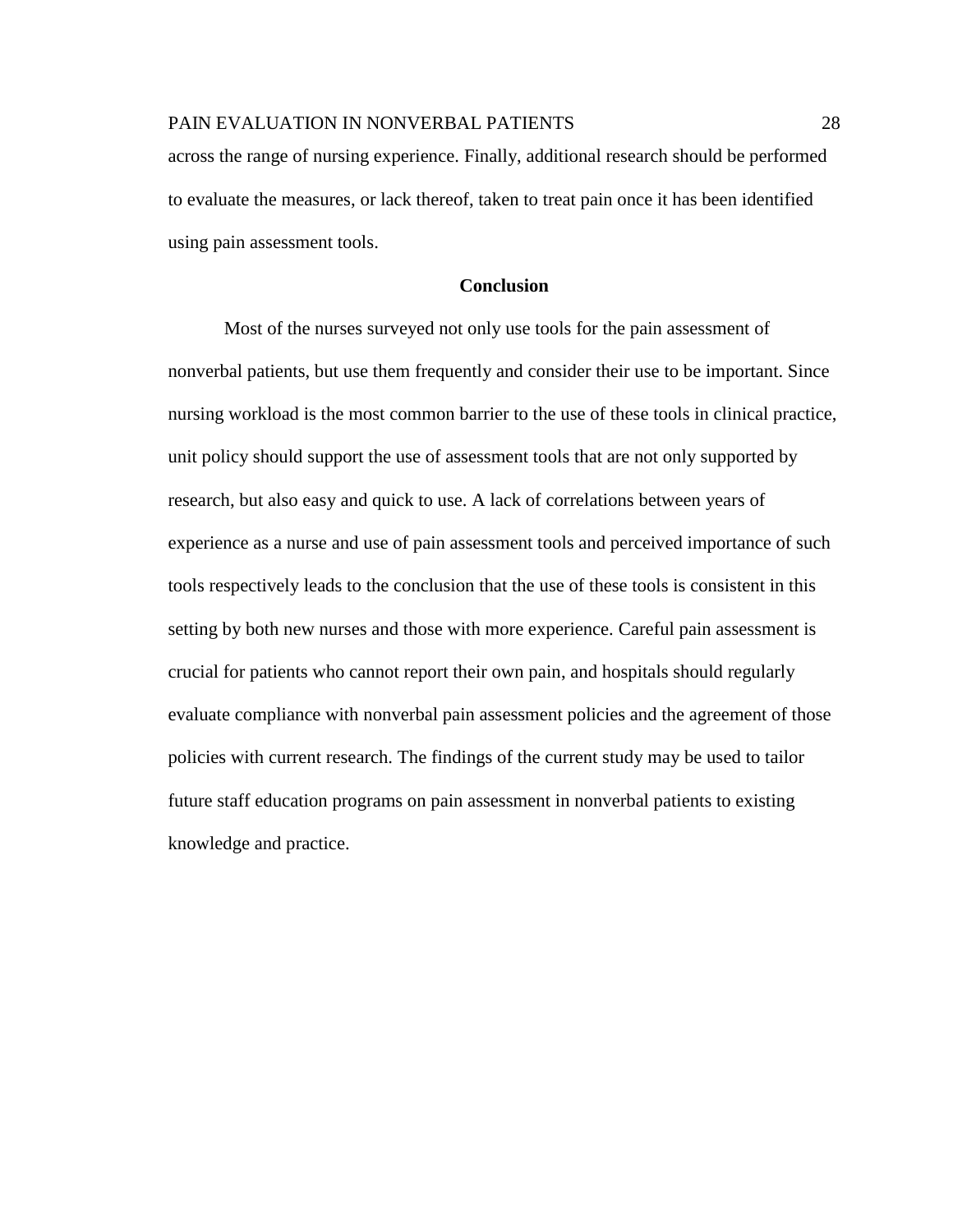across the range of nursing experience. Finally, additional research should be performed to evaluate the measures, or lack thereof, taken to treat pain once it has been identified using pain assessment tools.

## Conclusion

Most of the nurses surveyed not only use tools for the pain assessment of nonverbal patients, but use them frequently and consider their use to be important. Since nursing workload is the most common barrier to the use of these tools in clinical practice, unit policy should support the use of assessment tools that are not only supported by research, but also easy and quick to use. A lack of correlations between years of experience as a nurse and use of pain assessment tools and perceived importance of such tools respectively leads to the conclusion that the use of these tools is consistent in this setting by both new nurses and those with more experience. Careful pain assessment is crucial for patients who cannot report their own pain, and hospitals should regularly evaluate compliance with nonverbal pain assessment policies and the agreement of those policies with current research. The findings of the current study may be used to tailor future staff education programs on pain assessment in nonverbal patients to existing knowledge and practice.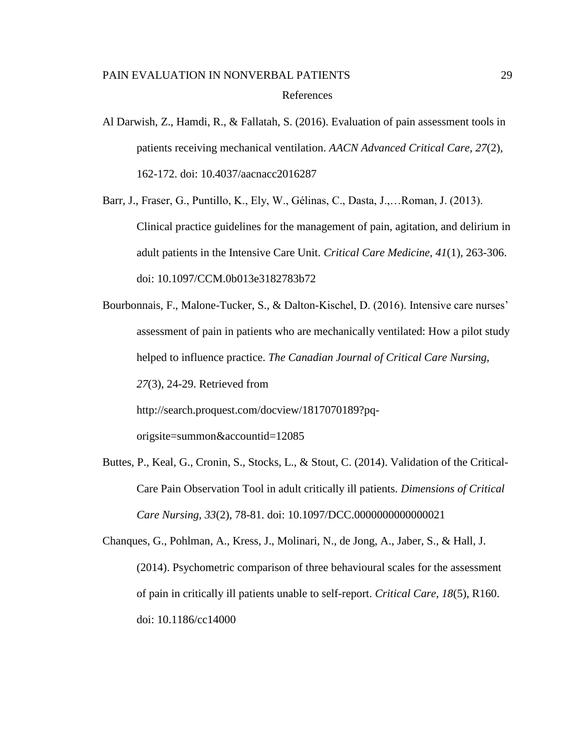# References

Al Darwish, Z., Hamdi, R., & Fallatah, S. (2016). Evaluation of pain assessment tools in patients receiving mechanical ventilation. *AACN Advanced Critical Care, 27*(2), 162-172. doi: 10.4037/aacnacc2016287

Barr, J., Fraser, G., Puntillo, K., Ely, W., Gélinas, C., Dasta, J.,…Roman, J. (2013). Clinical practice guidelines for the management of pain, agitation, and delirium in adult patients in the Intensive Care Unit. *Critical Care Medicine, 41*(1), 263-306. doi: 10.1097/CCM.0b013e3182783b72

Bourbonnais, F., Malone-Tucker, S., & Dalton-Kischel, D. (2016). Intensive care nurses' assessment of pain in patients who are mechanically ventilated: How a pilot study helped to influence practice. *The Canadian Journal of Critical Care Nursing, 27*(3), 24-29. Retrieved from http://search.proquest.com/docview/1817070189?pq-origsite=summon&accountid=12085

Buttes, P., Keal, G., Cronin, S., Stocks, L., & Stout, C. (2014). Validation of the Critical-Care Pain Observation Tool in adult critically ill patients. *Dimensions of Critical Care Nursing, 33*(2), 78-81. doi: 10.1097/DCC.0000000000000021

Chanques, G., Pohlman, A., Kress, J., Molinari, N., de Jong, A., Jaber, S., & Hall, J. (2014). Psychometric comparison of three behavioural scales for the assessment of pain in critically ill patients unable to self-report. *Critical Care, 18*(5), R160. doi: 10.1186/cc14000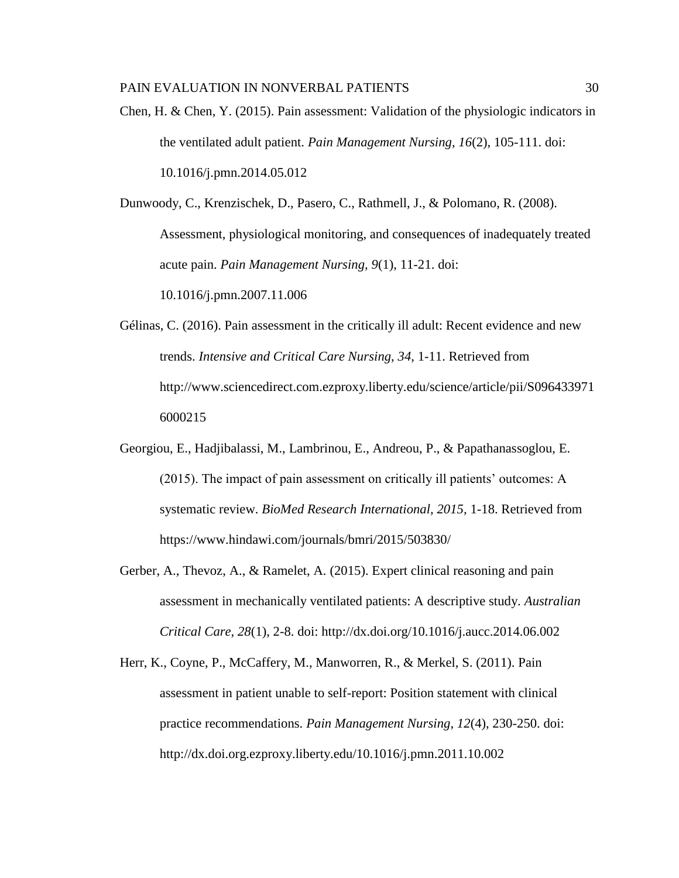Chen, H. & Chen, Y. (2015). Pain assessment: Validation of the physiologic indicators in the ventilated adult patient. *Pain Management Nursing, 16*(2), 105-111. doi: 10.1016/j.pmn.2014.05.012

Dunwoody, C., Krenzischek, D., Pasero, C., Rathmell, J., & Polomano, R. (2008). Assessment, physiological monitoring, and consequences of inadequately treated acute pain. *Pain Management Nursing, 9*(1), 11-21. doi: 10.1016/j.pmn.2007.11.006

Gélinas, C. (2016). Pain assessment in the critically ill adult: Recent evidence and new trends. *Intensive and Critical Care Nursing, 34*, 1-11. Retrieved from http://www.sciencedirect.com.ezproxy.liberty.edu/science/article/pii/S0964339716000215

Georgiou, E., Hadjibalassi, M., Lambrinou, E., Andreou, P., & Papathanassoglou, E. (2015). The impact of pain assessment on critically ill patients' outcomes: A systematic review. *BioMed Research International, 2015*, 1-18. Retrieved from https://www.hindawi.com/journals/bmri/2015/503830/

Gerber, A., Thevoz, A., & Ramelet, A. (2015). Expert clinical reasoning and pain assessment in mechanically ventilated patients: A descriptive study. *Australian Critical Care, 28*(1), 2-8. doi: http://dx.doi.org/10.1016/j.aucc.2014.06.002

Herr, K., Coyne, P., McCaffery, M., Manworren, R., & Merkel, S. (2011). Pain assessment in patient unable to self-report: Position statement with clinical practice recommendations. *Pain Management Nursing, 12*(4), 230-250. doi: http://dx.doi.org.ezproxy.liberty.edu/10.1016/j.pmn.2011.10.002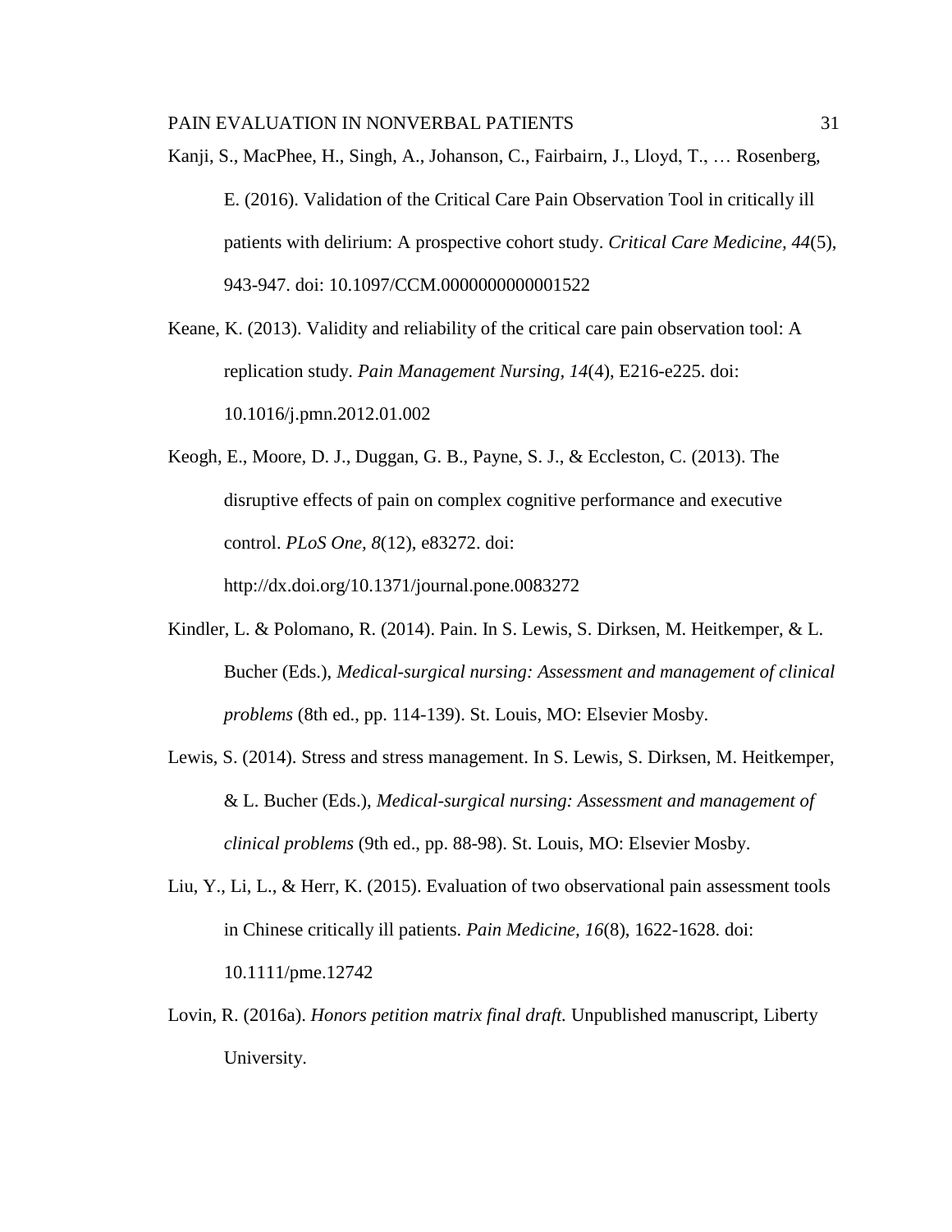Kanji, S., MacPhee, H., Singh, A., Johanson, C., Fairbairn, J., Lloyd, T., … Rosenberg, E. (2016). Validation of the Critical Care Pain Observation Tool in critically ill patients with delirium: A prospective cohort study. *Critical Care Medicine, 44*(5), 943-947. doi: 10.1097/CCM.0000000000001522

Keane, K. (2013). Validity and reliability of the critical care pain observation tool: A replication study. *Pain Management Nursing, 14*(4), E216-e225. doi: 10.1016/j.pmn.2012.01.002

Keogh, E., Moore, D. J., Duggan, G. B., Payne, S. J., & Eccleston, C. (2013). The disruptive effects of pain on complex cognitive performance and executive control. *PLoS One, 8*(12), e83272. doi: http://dx.doi.org/10.1371/journal.pone.0083272

Kindler, L. & Polomano, R. (2014). Pain. In S. Lewis, S. Dirksen, M. Heitkemper, & L. Bucher (Eds.), *Medical-surgical nursing: Assessment and management of clinical problems* (8th ed., pp. 114-139). St. Louis, MO: Elsevier Mosby.

Lewis, S. (2014). Stress and stress management. In S. Lewis, S. Dirksen, M. Heitkemper, & L. Bucher (Eds.), *Medical-surgical nursing: Assessment and management of clinical problems* (9th ed., pp. 88-98). St. Louis, MO: Elsevier Mosby.

Liu, Y., Li, L., & Herr, K. (2015). Evaluation of two observational pain assessment tools in Chinese critically ill patients. *Pain Medicine, 16*(8), 1622-1628. doi: 10.1111/pme.12742

Lovin, R. (2016a). *Honors petition matrix final draft.* Unpublished manuscript, Liberty University.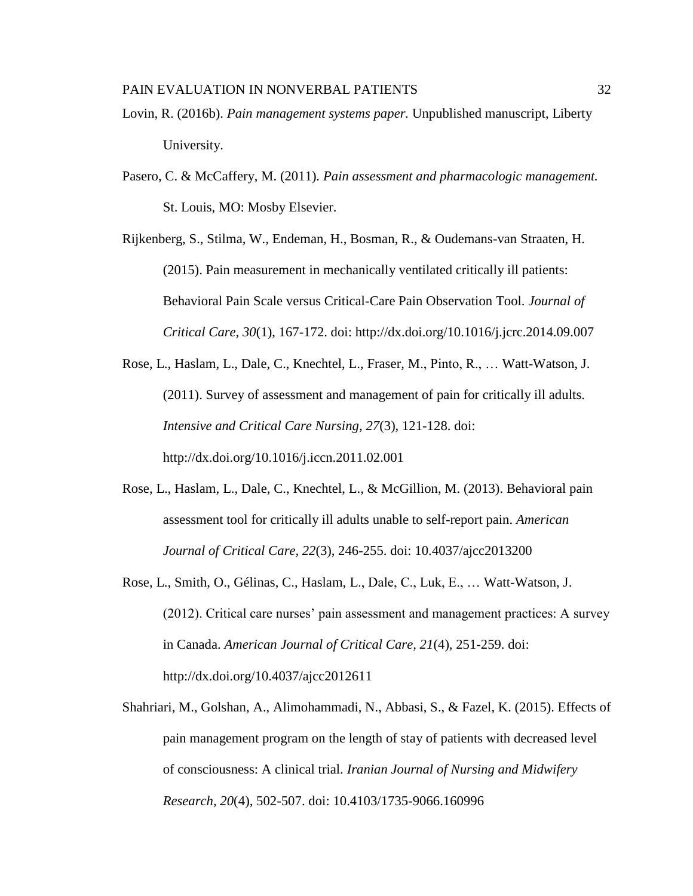Lovin, R. (2016b). *Pain management systems paper.* Unpublished manuscript, Liberty University.

Pasero, C. & McCaffery, M. (2011). *Pain assessment and pharmacologic management.* St. Louis, MO: Mosby Elsevier.

Rijkenberg, S., Stilma, W., Endeman, H., Bosman, R., & Oudemans-van Straaten, H. (2015). Pain measurement in mechanically ventilated critically ill patients: Behavioral Pain Scale versus Critical-Care Pain Observation Tool. *Journal of Critical Care, 30*(1), 167-172. doi: http://dx.doi.org/10.1016/j.jcrc.2014.09.007

Rose, L., Haslam, L., Dale, C., Knechtel, L., Fraser, M., Pinto, R., … Watt-Watson, J. (2011). Survey of assessment and management of pain for critically ill adults. *Intensive and Critical Care Nursing, 27*(3), 121-128. doi: http://dx.doi.org/10.1016/j.iccn.2011.02.001

Rose, L., Haslam, L., Dale, C., Knechtel, L., & McGillion, M. (2013). Behavioral pain assessment tool for critically ill adults unable to self-report pain. *American Journal of Critical Care, 22*(3), 246-255. doi: 10.4037/ajcc2013200

Rose, L., Smith, O., Gélinas, C., Haslam, L., Dale, C., Luk, E., … Watt-Watson, J. (2012). Critical care nurses' pain assessment and management practices: A survey in Canada. *American Journal of Critical Care, 21*(4), 251-259. doi: http://dx.doi.org/10.4037/ajcc2012611

Shahriari, M., Golshan, A., Alimohammadi, N., Abbasi, S., & Fazel, K. (2015). Effects of pain management program on the length of stay of patients with decreased level of consciousness: A clinical trial. *Iranian Journal of Nursing and Midwifery Research, 20*(4), 502-507. doi: 10.4103/1735-9066.160996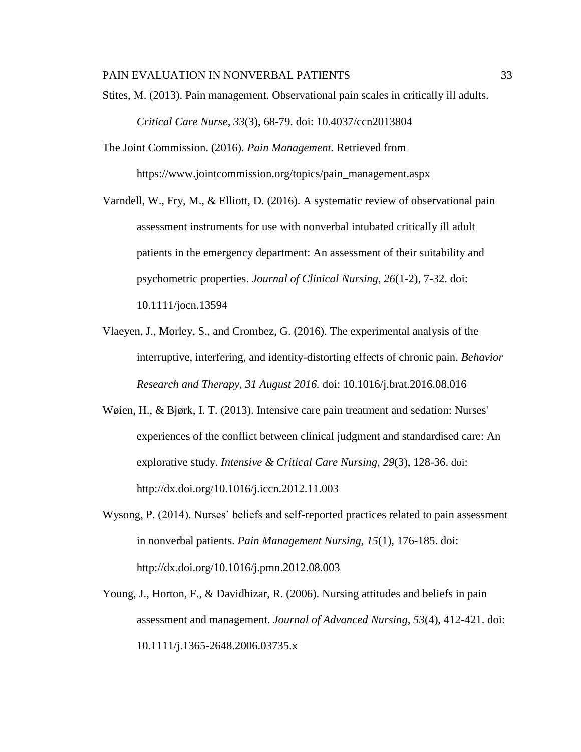Stites, M. (2013). Pain management. Observational pain scales in critically ill adults. *Critical Care Nurse, 33*(3), 68-79. doi: 10.4037/ccn2013804

The Joint Commission. (2016). *Pain Management.* Retrieved from https://www.jointcommission.org/topics/pain_management.aspx

Varndell, W., Fry, M., & Elliott, D. (2016). A systematic review of observational pain assessment instruments for use with nonverbal intubated critically ill adult patients in the emergency department: An assessment of their suitability and psychometric properties. *Journal of Clinical Nursing, 26*(1-2), 7-32. doi: 10.1111/jocn.13594

Vlaeyen, J., Morley, S., and Crombez, G. (2016). The experimental analysis of the interruptive, interfering, and identity-distorting effects of chronic pain. *Behavior Research and Therapy, 31 August 2016.* doi: 10.1016/j.brat.2016.08.016

Wøien, H., & Bjørk, I. T. (2013). Intensive care pain treatment and sedation: Nurses' experiences of the conflict between clinical judgment and standardised care: An explorative study. *Intensive & Critical Care Nursing, 29*(3), 128-36. doi: http://dx.doi.org/10.1016/j.iccn.2012.11.003

Wysong, P. (2014). Nurses' beliefs and self-reported practices related to pain assessment in nonverbal patients. *Pain Management Nursing, 15*(1), 176-185. doi: http://dx.doi.org/10.1016/j.pmn.2012.08.003

Young, J., Horton, F., & Davidhizar, R. (2006). Nursing attitudes and beliefs in pain assessment and management. *Journal of Advanced Nursing, 53*(4), 412-421. doi: 10.1111/j.1365-2648.2006.03735.x